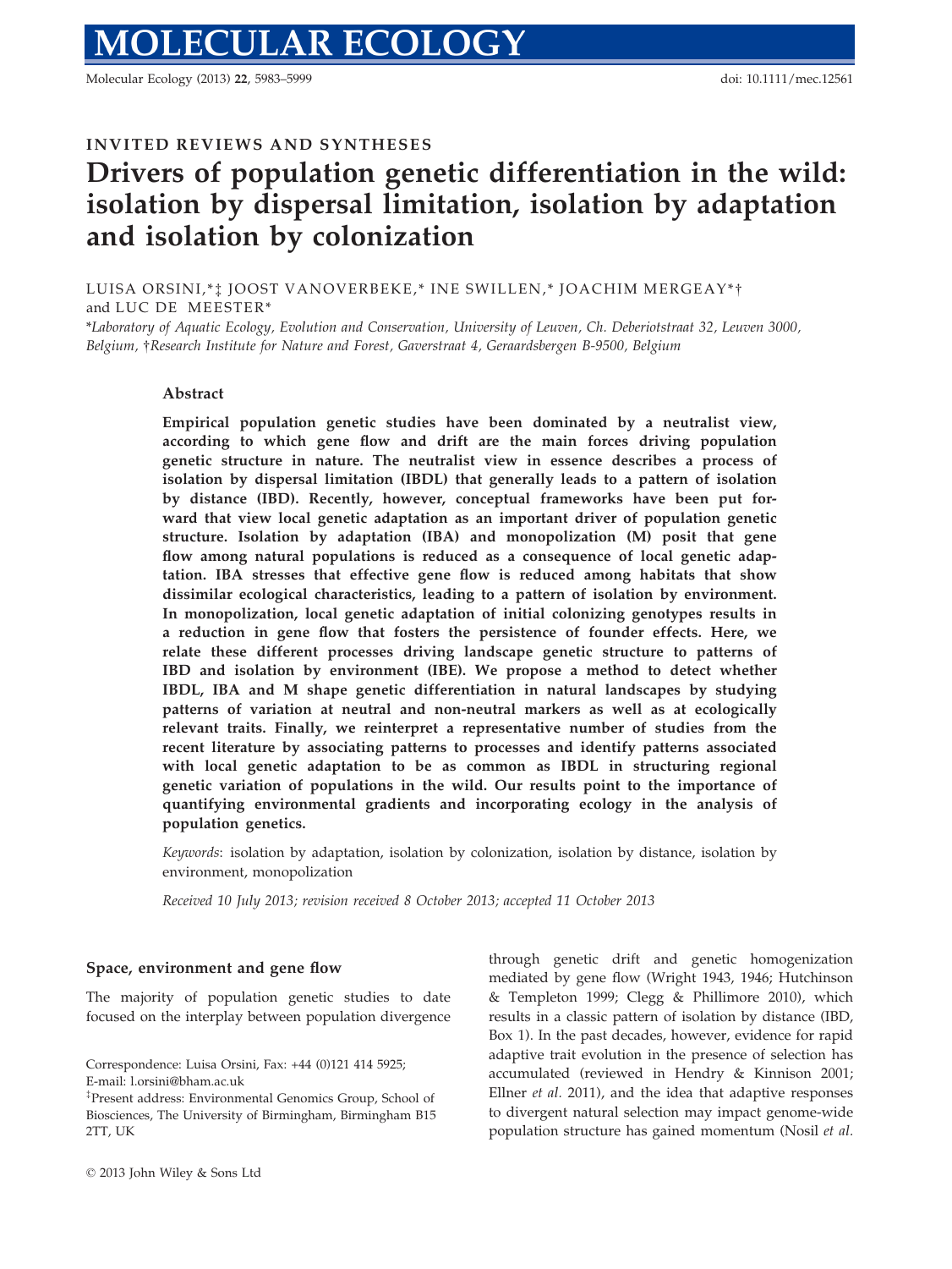INVITED REVIEWS AND SYNTHESES

# Drivers of population genetic differentiation in the wild: isolation by dispersal limitation, isolation by adaptation and isolation by colonization

LUISA ORSINI,*‡ JOOST VANOVERBEKE,* INE SWILLEN,* JOACHIM MERGEAY*† and LUC DE MEESTER*

*Laboratory of Aquatic Ecology, Evolution and Conservation, University of Leuven, Ch. Deberiotstraat 32, Leuven 3000, Belgium, †Research Institute for Nature and Forest, Gaverstraat 4, Geraardsbergen B-9500, Belgium

## Abstract

**Empirical population genetic studies have been dominated by a neutralist view, according to which gene flow and drift are the main forces driving population genetic structure in nature. The neutralist view in essence describes a process of isolation by dispersal limitation (IBDL) that generally leads to a pattern of isolation by distance (IBD). Recently, however, conceptual frameworks have been put forward that view local genetic adaptation as an important driver of population genetic structure. Isolation by adaptation (IBA) and monopolization (M) posit that gene flow among natural populations is reduced as a consequence of local genetic adaptation. IBA stresses that effective gene flow is reduced among habitats that show dissimilar ecological characteristics, leading to a pattern of isolation by environment. In monopolization, local genetic adaptation of initial colonizing genotypes results in a reduction in gene flow that fosters the persistence of founder effects. Here, we relate these different processes driving landscape genetic structure to patterns of IBD and isolation by environment (IBE). We propose a method to detect whether IBDL, IBA and M shape genetic differentiation in natural landscapes by studying patterns of variation at neutral and non-neutral markers as well as at ecologically relevant traits. Finally, we reinterpret a representative number of studies from the recent literature by associating patterns to processes and identify patterns associated with local genetic adaptation to be as common as IBDL in structuring regional genetic variation of populations in the wild. Our results point to the importance of quantifying environmental gradients and incorporating ecology in the analysis of population genetics.**

*Keywords*: isolation by adaptation, isolation by colonization, isolation by distance, isolation by environment, monopolization

*Received 10 July 2013; revision received 8 October 2013; accepted 11 October 2013*

### Space, environment and gene flow

The majority of population genetic studies to date focused on the interplay between population divergence through genetic drift and genetic homogenization mediated by gene flow (Wright 1943, 1946; Hutchinson & Templeton 1999; Clegg & Phillimore 2010), which results in a classic pattern of isolation by distance (IBD, Box 1). In the past decades, however, evidence for rapid adaptive trait evolution in the presence of selection has accumulated (reviewed in Hendry & Kinnison 2001; Ellner *et al.* 2011), and the idea that adaptive responses to divergent natural selection may impact genome-wide population structure has gained momentum (Nosil *et al.*

Correspondence: Luisa Orsini, Fax: +44 (0)121 414 5925; E-mail: l.orsini@bham.ac.uk

‡Present address: Environmental Genomics Group, School of Biosciences, The University of Birmingham, Birmingham B15 2TT, UK

© 2013 John Wiley & Sons Ltd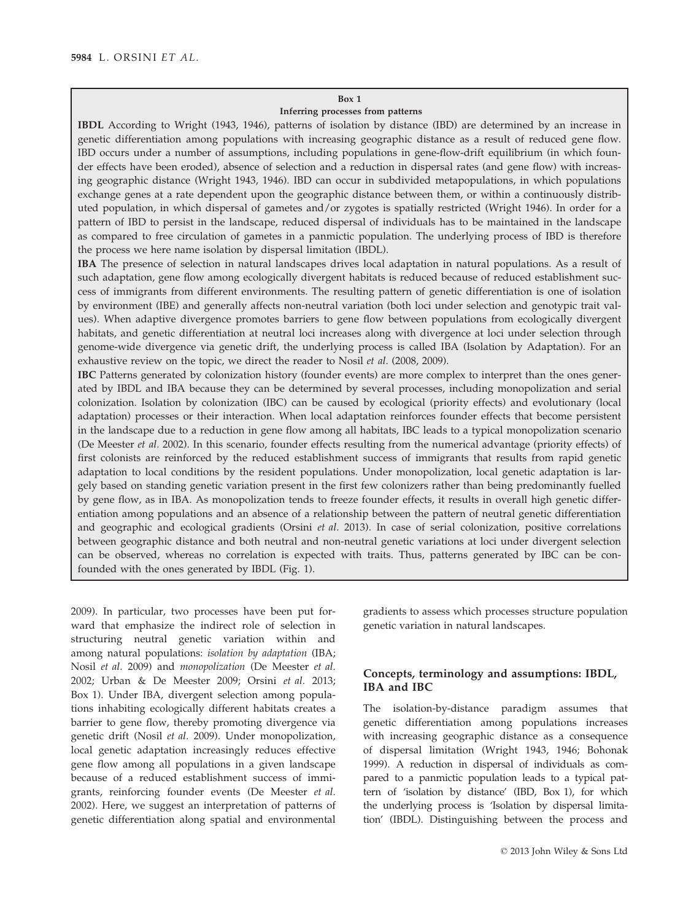**Box 1**

**Inferring processes from patterns**

**IBDL** According to Wright (1943, 1946), patterns of isolation by distance (IBD) are determined by an increase in genetic differentiation among populations with increasing geographic distance as a result of reduced gene flow. IBD occurs under a number of assumptions, including populations in gene-flow-drift equilibrium (in which founder effects have been eroded), absence of selection and a reduction in dispersal rates (and gene flow) with increasing geographic distance (Wright 1943, 1946). IBD can occur in subdivided metapopulations, in which populations exchange genes at a rate dependent upon the geographic distance between them, or within a continuously distributed population, in which dispersal of gametes and/or zygotes is spatially restricted (Wright 1946). In order for a pattern of IBD to persist in the landscape, reduced dispersal of individuals has to be maintained in the landscape as compared to free circulation of gametes in a panmictic population. The underlying process of IBD is therefore the process we here name isolation by dispersal limitation (IBDL).

**IBA** The presence of selection in natural landscapes drives local adaptation in natural populations. As a result of such adaptation, gene flow among ecologically divergent habitats is reduced because of reduced establishment success of immigrants from different environments. The resulting pattern of genetic differentiation is one of isolation by environment (IBE) and generally affects non-neutral variation (both loci under selection and genotypic trait values). When adaptive divergence promotes barriers to gene flow between populations from ecologically divergent habitats, and genetic differentiation at neutral loci increases along with divergence at loci under selection through genome-wide divergence via genetic drift, the underlying process is called IBA (Isolation by Adaptation). For an exhaustive review on the topic, we direct the reader to Nosil *et al.* (2008, 2009).

**IBC** Patterns generated by colonization history (founder events) are more complex to interpret than the ones generated by IBDL and IBA because they can be determined by several processes, including monopolization and serial colonization. Isolation by colonization (IBC) can be caused by ecological (priority effects) and evolutionary (local adaptation) processes or their interaction. When local adaptation reinforces founder effects that become persistent in the landscape due to a reduction in gene flow among all habitats, IBC leads to a typical monopolization scenario (De Meester *et al.* 2002). In this scenario, founder effects resulting from the numerical advantage (priority effects) of first colonists are reinforced by the reduced establishment success of immigrants that results from rapid genetic adaptation to local conditions by the resident populations. Under monopolization, local genetic adaptation is largely based on standing genetic variation present in the first few colonizers rather than being predominantly fuelled by gene flow, as in IBA. As monopolization tends to freeze founder effects, it results in overall high genetic differentiation among populations and an absence of a relationship between the pattern of neutral genetic differentiation and geographic and ecological gradients (Orsini *et al.* 2013). In case of serial colonization, positive correlations between geographic distance and both neutral and non-neutral genetic variations at loci under divergent selection can be observed, whereas no correlation is expected with traits. Thus, patterns generated by IBC can be confounded with the ones generated by IBDL (Fig. 1).

2009). In particular, two processes have been put forward that emphasize the indirect role of selection in structuring neutral genetic variation within and among natural populations: *isolation by adaptation* (IBA; Nosil *et al.* 2009) and *monopolization* (De Meester *et al.* 2002; Urban & De Meester 2009; Orsini *et al.* 2013; Box 1). Under IBA, divergent selection among populations inhabiting ecologically different habitats creates a barrier to gene flow, thereby promoting divergence via genetic drift (Nosil *et al.* 2009). Under monopolization, local genetic adaptation increasingly reduces effective gene flow among all populations in a given landscape because of a reduced establishment success of immigrants, reinforcing founder events (De Meester *et al.* 2002). Here, we suggest an interpretation of patterns of genetic differentiation along spatial and environmental gradients to assess which processes structure population genetic variation in natural landscapes.

## Concepts, terminology and assumptions: IBDL, IBA and IBC

The isolation-by-distance paradigm assumes that genetic differentiation among populations increases with increasing geographic distance as a consequence of dispersal limitation (Wright 1943, 1946; Bohonak 1999). A reduction in dispersal of individuals as compared to a panmictic population leads to a typical pattern of 'isolation by distance' (IBD, Box 1), for which the underlying process is 'Isolation by dispersal limitation' (IBDL). Distinguishing between the process and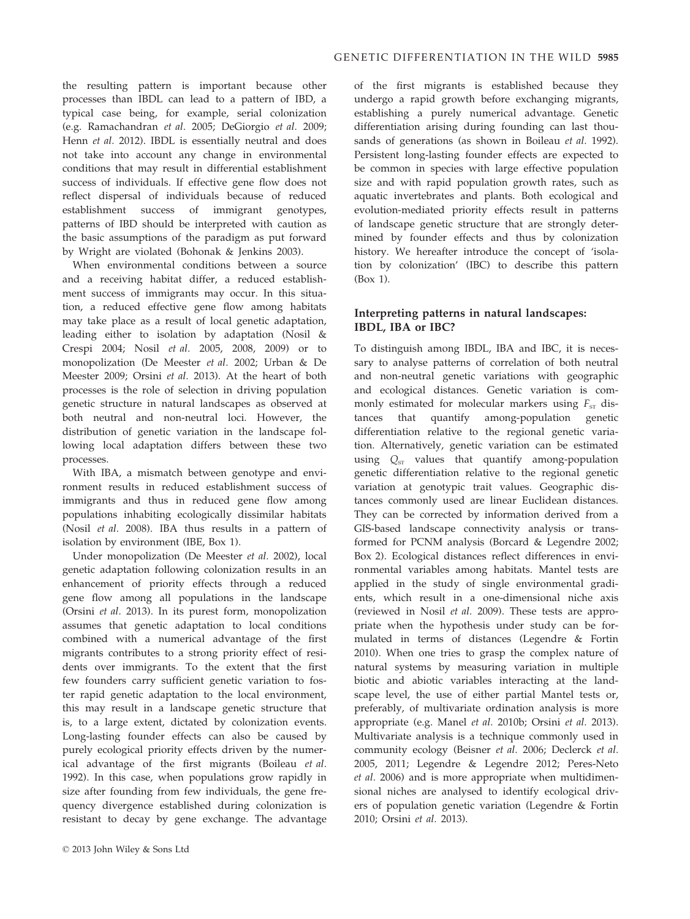the resulting pattern is important because other processes than IBDL can lead to a pattern of IBD, a typical case being, for example, serial colonization (e.g. Ramachandran *et al.* 2005; DeGiorgio *et al.* 2009; Henn *et al.* 2012). IBDL is essentially neutral and does not take into account any change in environmental conditions that may result in differential establishment success of individuals. If effective gene flow does not reflect dispersal of individuals because of reduced establishment success of immigrant genotypes, patterns of IBD should be interpreted with caution as the basic assumptions of the paradigm as put forward by Wright are violated (Bohonak & Jenkins 2003).

When environmental conditions between a source and a receiving habitat differ, a reduced establishment success of immigrants may occur. In this situation, a reduced effective gene flow among habitats may take place as a result of local genetic adaptation, leading either to isolation by adaptation (Nosil & Crespi 2004; Nosil *et al.* 2005, 2008, 2009) or to monopolization (De Meester *et al.* 2002; Urban & De Meester 2009; Orsini *et al.* 2013). At the heart of both processes is the role of selection in driving population genetic structure in natural landscapes as observed at both neutral and non-neutral loci. However, the distribution of genetic variation in the landscape following local adaptation differs between these two processes.

With IBA, a mismatch between genotype and environment results in reduced establishment success of immigrants and thus in reduced gene flow among populations inhabiting ecologically dissimilar habitats (Nosil *et al.* 2008). IBA thus results in a pattern of isolation by environment (IBE, Box 1).

Under monopolization (De Meester *et al.* 2002), local genetic adaptation following colonization results in an enhancement of priority effects through a reduced gene flow among all populations in the landscape (Orsini *et al.* 2013). In its purest form, monopolization assumes that genetic adaptation to local conditions combined with a numerical advantage of the first migrants contributes to a strong priority effect of residents over immigrants. To the extent that the first few founders carry sufficient genetic variation to foster rapid genetic adaptation to the local environment, this may result in a landscape genetic structure that is, to a large extent, dictated by colonization events. Long-lasting founder effects can also be caused by purely ecological priority effects driven by the numerical advantage of the first migrants (Boileau *et al.* 1992). In this case, when populations grow rapidly in size after founding from few individuals, the gene frequency divergence established during colonization is resistant to decay by gene exchange. The advantage of the first migrants is established because they undergo a rapid growth before exchanging migrants, establishing a purely numerical advantage. Genetic differentiation arising during founding can last thousands of generations (as shown in Boileau *et al.* 1992). Persistent long-lasting founder effects are expected to be common in species with large effective population size and with rapid population growth rates, such as aquatic invertebrates and plants. Both ecological and evolution-mediated priority effects result in patterns of landscape genetic structure that are strongly determined by founder effects and thus by colonization history. We hereafter introduce the concept of 'isolation by colonization' (IBC) to describe this pattern (Box 1).

## Interpreting patterns in natural landscapes: IBDL, IBA or IBC?

To distinguish among IBDL, IBA and IBC, it is necessary to analyse patterns of correlation of both neutral and non-neutral genetic variations with geographic and ecological distances. Genetic variation is commonly estimated for molecular markers using $F_{ST}$ distances that quantify among-population genetic differentiation relative to the regional genetic variation. Alternatively, genetic variation can be estimated using $Q_{ST}$ values that quantify among-population genetic differentiation relative to the regional genetic variation at genotypic trait values. Geographic distances commonly used are linear Euclidean distances. They can be corrected by information derived from a GIS-based landscape connectivity analysis or transformed for PCNM analysis (Borcard & Legendre 2002; Box 2). Ecological distances reflect differences in environmental variables among habitats. Mantel tests are applied in the study of single environmental gradients, which result in a one-dimensional niche axis (reviewed in Nosil *et al.* 2009). These tests are appropriate when the hypothesis under study can be formulated in terms of distances (Legendre & Fortin 2010). When one tries to grasp the complex nature of natural systems by measuring variation in multiple biotic and abiotic variables interacting at the landscape level, the use of either partial Mantel tests or, preferably, of multivariate ordination analysis is more appropriate (e.g. Manel *et al.* 2010b; Orsini *et al.* 2013). Multivariate analysis is a technique commonly used in community ecology (Beisner *et al.* 2006; Declerck *et al.* 2005, 2011; Legendre & Legendre 2012; Peres-Neto *et al.* 2006) and is more appropriate when multidimensional niches are analysed to identify ecological drivers of population genetic variation (Legendre & Fortin 2010; Orsini *et al.* 2013).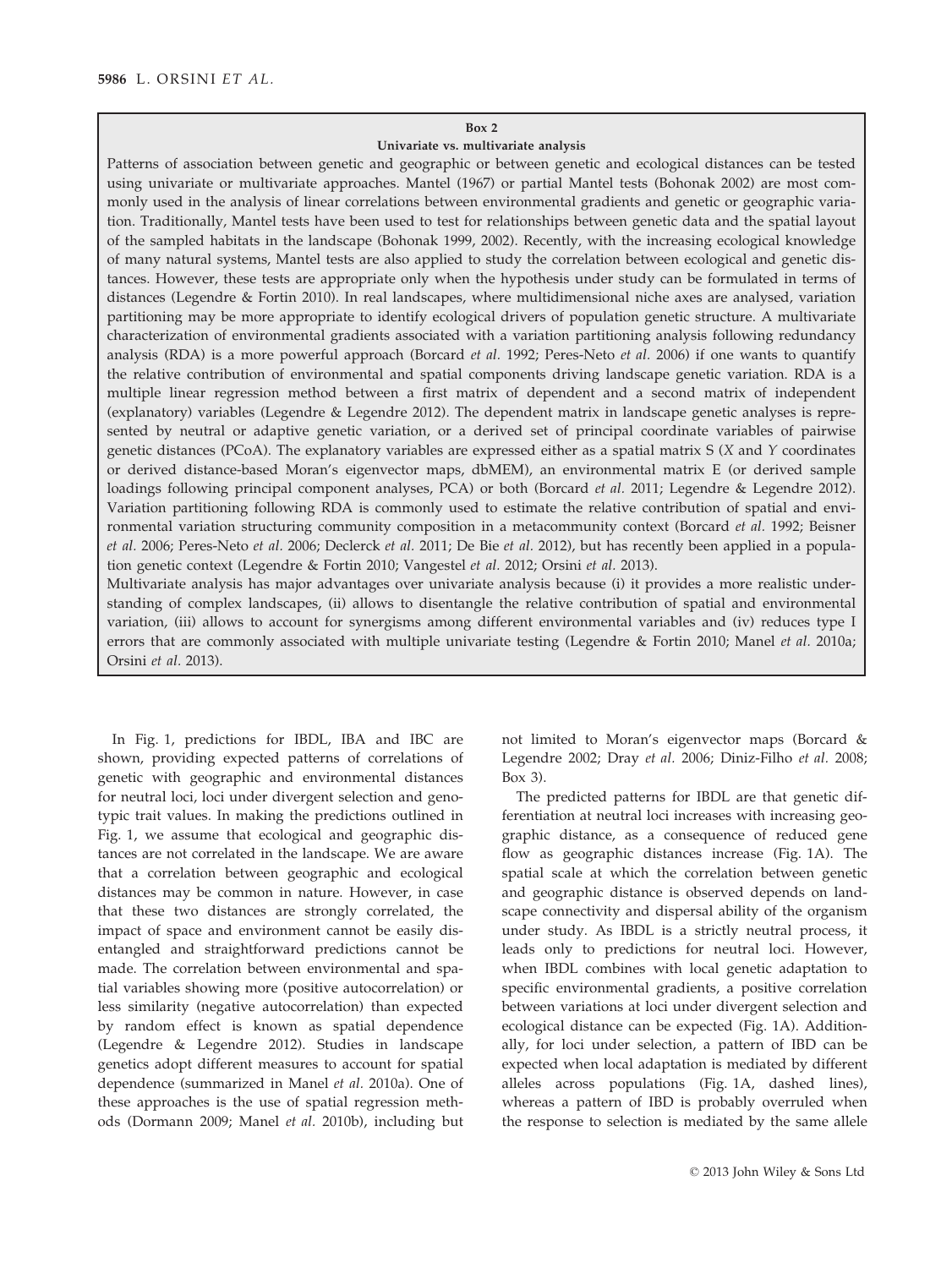### Box 2

#### Univariate vs. multivariate analysis

Patterns of association between genetic and geographic or between genetic and ecological distances can be tested using univariate or multivariate approaches. Mantel (1967) or partial Mantel tests (Bohonak 2002) are most commonly used in the analysis of linear correlations between environmental gradients and genetic or geographic variation. Traditionally, Mantel tests have been used to test for relationships between genetic data and the spatial layout of the sampled habitats in the landscape (Bohonak 1999, 2002). Recently, with the increasing ecological knowledge of many natural systems, Mantel tests are also applied to study the correlation between ecological and genetic distances. However, these tests are appropriate only when the hypothesis under study can be formulated in terms of distances (Legendre & Fortin 2010). In real landscapes, where multidimensional niche axes are analysed, variation partitioning may be more appropriate to identify ecological drivers of population genetic structure. A multivariate characterization of environmental gradients associated with a variation partitioning analysis following redundancy analysis (RDA) is a more powerful approach (Borcard *et al.* 1992; Peres-Neto *et al.* 2006) if one wants to quantify the relative contribution of environmental and spatial components driving landscape genetic variation. RDA is a multiple linear regression method between a first matrix of dependent and a second matrix of independent (explanatory) variables (Legendre & Legendre 2012). The dependent matrix in landscape genetic analyses is represented by neutral or adaptive genetic variation, or a derived set of principal coordinate variables of pairwise genetic distances (PCoA). The explanatory variables are expressed either as a spatial matrix S (*X* and *Y* coordinates or derived distance-based Moran's eigenvector maps, dbMEM), an environmental matrix E (or derived sample loadings following principal component analyses, PCA) or both (Borcard *et al.* 2011; Legendre & Legendre 2012). Variation partitioning following RDA is commonly used to estimate the relative contribution of spatial and environmental variation structuring community composition in a metacommunity context (Borcard *et al.* 1992; Beisner *et al.* 2006; Peres-Neto *et al.* 2006; Declerck *et al.* 2011; De Bie *et al.* 2012), but has recently been applied in a population genetic context (Legendre & Fortin 2010; Vangestel *et al.* 2012; Orsini *et al.* 2013).

Multivariate analysis has major advantages over univariate analysis because (i) it provides a more realistic understanding of complex landscapes, (ii) allows to disentangle the relative contribution of spatial and environmental variation, (iii) allows to account for synergisms among different environmental variables and (iv) reduces type I errors that are commonly associated with multiple univariate testing (Legendre & Fortin 2010; Manel *et al.* 2010a; Orsini *et al.* 2013).

In Fig. 1, predictions for IBDL, IBA and IBC are shown, providing expected patterns of correlations of genetic with geographic and environmental distances for neutral loci, loci under divergent selection and genotypic trait values. In making the predictions outlined in Fig. 1, we assume that ecological and geographic distances are not correlated in the landscape. We are aware that a correlation between geographic and ecological distances may be common in nature. However, in case that these two distances are strongly correlated, the impact of space and environment cannot be easily disentangled and straightforward predictions cannot be made. The correlation between environmental and spatial variables showing more (positive autocorrelation) or less similarity (negative autocorrelation) than expected by random effect is known as spatial dependence (Legendre & Legendre 2012). Studies in landscape genetics adopt different measures to account for spatial dependence (summarized in Manel *et al.* 2010a). One of these approaches is the use of spatial regression methods (Dormann 2009; Manel *et al.* 2010b), including but not limited to Moran's eigenvector maps (Borcard & Legendre 2002; Dray *et al.* 2006; Diniz-Filho *et al.* 2008; Box 3).

The predicted patterns for IBDL are that genetic differentiation at neutral loci increases with increasing geographic distance, as a consequence of reduced gene flow as geographic distances increase (Fig. 1A). The spatial scale at which the correlation between genetic and geographic distance is observed depends on landscape connectivity and dispersal ability of the organism under study. As IBDL is a strictly neutral process, it leads only to predictions for neutral loci. However, when IBDL combines with local genetic adaptation to specific environmental gradients, a positive correlation between variations at loci under divergent selection and ecological distance can be expected (Fig. 1A). Additionally, for loci under selection, a pattern of IBD can be expected when local adaptation is mediated by different alleles across populations (Fig. 1A, dashed lines), whereas a pattern of IBD is probably overruled when the response to selection is mediated by the same allele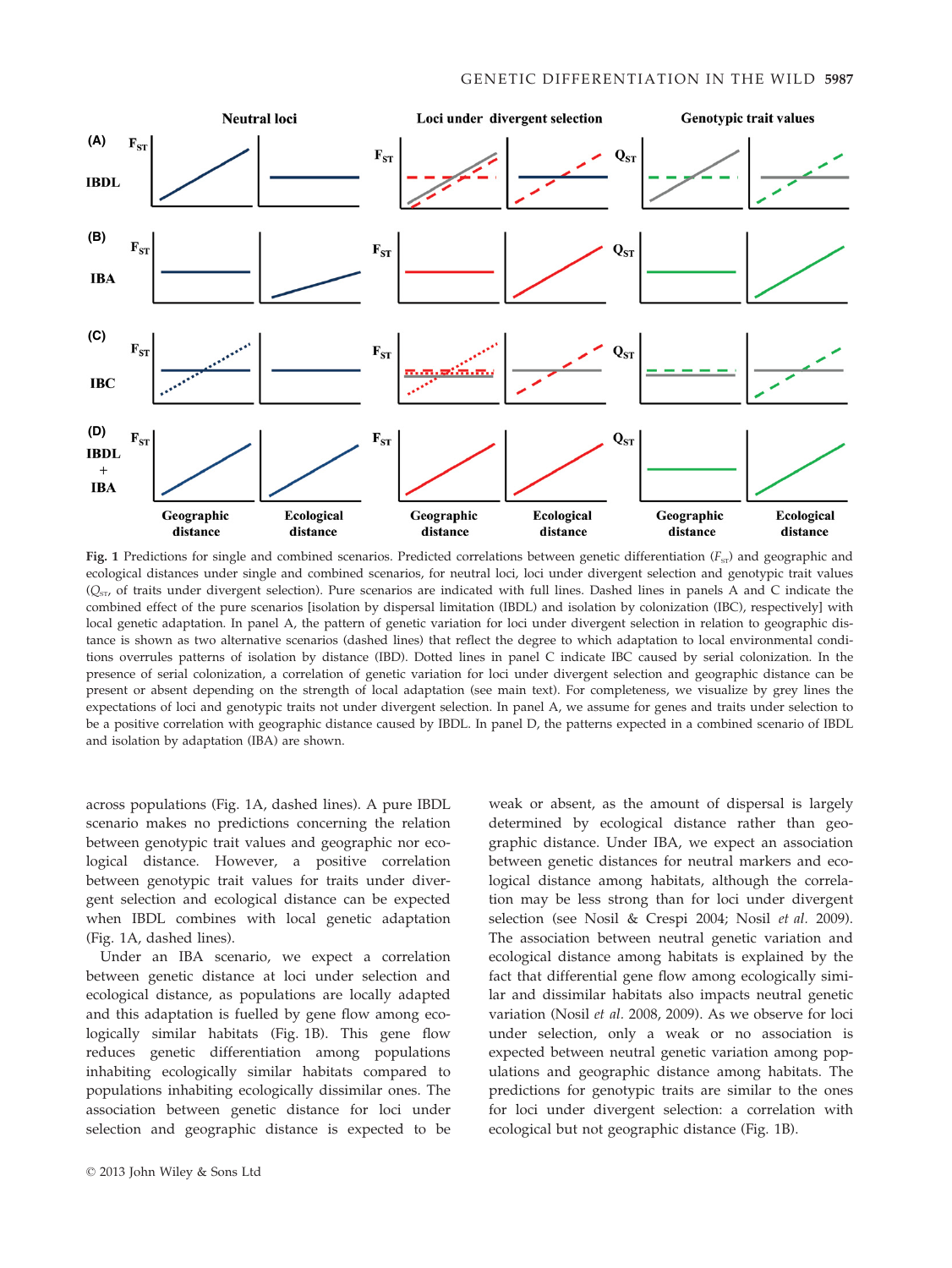Fig. 1 Predictions for single and combined scenarios. Predicted correlations between genetic differentiation ($F_{ST}$) and geographic and ecological distances under single and combined scenarios, for neutral loci, loci under divergent selection and genotypic trait values ($Q_{ST}$, of traits under divergent selection). Pure scenarios are indicated with full lines. Dashed lines in panels A and C indicate the combined effect of the pure scenarios [isolation by dispersal limitation (IBDL) and isolation by colonization (IBC), respectively] with local genetic adaptation. In panel A, the pattern of genetic variation for loci under divergent selection in relation to geographic distance is shown as two alternative scenarios (dashed lines) that reflect the degree to which adaptation to local environmental conditions overrules patterns of isolation by distance (IBD). Dotted lines in panel C indicate IBC caused by serial colonization. In the presence of serial colonization, a correlation of genetic variation for loci under divergent selection and geographic distance can be present or absent depending on the strength of local adaptation (see main text). For completeness, we visualize by grey lines the expectations of loci and genotypic traits not under divergent selection. In panel A, we assume for genes and traits under selection to be a positive correlation with geographic distance caused by IBDL. In panel D, the patterns expected in a combined scenario of IBDL and isolation by adaptation (IBA) are shown.

across populations (Fig. 1A, dashed lines). A pure IBDL scenario makes no predictions concerning the relation between genotypic trait values and geographic nor ecological distance. However, a positive correlation between genotypic trait values for traits under divergent selection and ecological distance can be expected when IBDL combines with local genetic adaptation (Fig. 1A, dashed lines).

Under an IBA scenario, we expect a correlation between genetic distance at loci under selection and ecological distance, as populations are locally adapted and this adaptation is fuelled by gene flow among ecologically similar habitats (Fig. 1B). This gene flow reduces genetic differentiation among populations inhabiting ecologically similar habitats compared to populations inhabiting ecologically dissimilar ones. The association between genetic distance for loci under selection and geographic distance is expected to be weak or absent, as the amount of dispersal is largely determined by ecological distance rather than geographic distance. Under IBA, we expect an association between genetic distances for neutral markers and ecological distance among habitats, although the correlation may be less strong than for loci under divergent selection (see Nosil & Crespi 2004; Nosil *et al.* 2009). The association between neutral genetic variation and ecological distance among habitats is explained by the fact that differential gene flow among ecologically similar and dissimilar habitats also impacts neutral genetic variation (Nosil *et al.* 2008, 2009). As we observe for loci under selection, only a weak or no association is expected between neutral genetic variation among populations and geographic distance among habitats. The predictions for genotypic traits are similar to the ones for loci under divergent selection: a correlation with ecological but not geographic distance (Fig. 1B).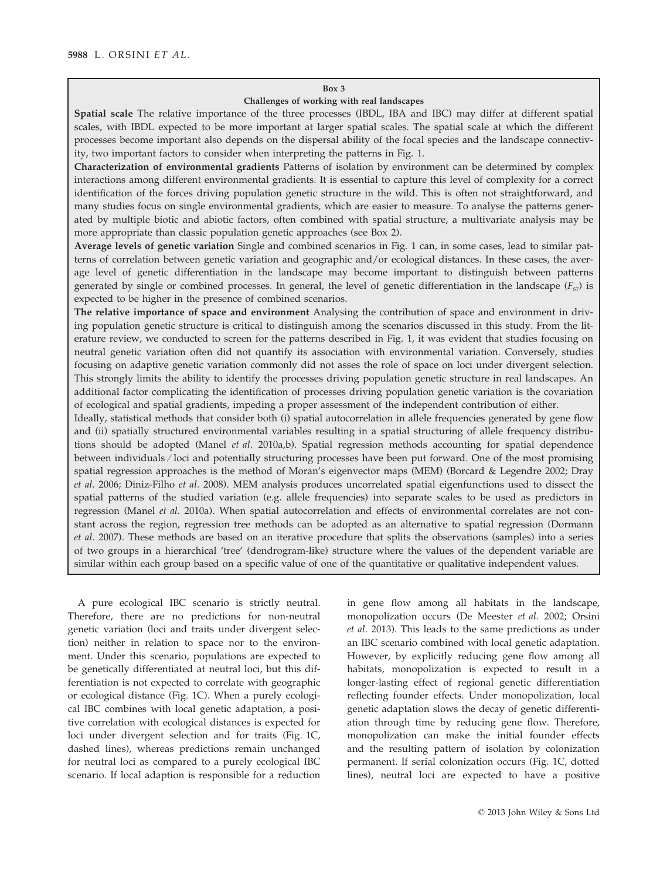## Box 3

### Challenges of working with real landscapes

**Spatial scale** The relative importance of the three processes (IBDL, IBA and IBC) may differ at different spatial scales, with IBDL expected to be more important at larger spatial scales. The spatial scale at which the different processes become important also depends on the dispersal ability of the focal species and the landscape connectivity, two important factors to consider when interpreting the patterns in Fig. 1.

**Characterization of environmental gradients** Patterns of isolation by environment can be determined by complex interactions among different environmental gradients. It is essential to capture this level of complexity for a correct identification of the forces driving population genetic structure in the wild. This is often not straightforward, and many studies focus on single environmental gradients, which are easier to measure. To analyse the patterns generated by multiple biotic and abiotic factors, often combined with spatial structure, a multivariate analysis may be more appropriate than classic population genetic approaches (see Box 2).

**Average levels of genetic variation** Single and combined scenarios in Fig. 1 can, in some cases, lead to similar patterns of correlation between genetic variation and geographic and/or ecological distances. In these cases, the average level of genetic differentiation in the landscape may become important to distinguish between patterns generated by single or combined processes. In general, the level of genetic differentiation in the landscape ($F_{ST}$) is expected to be higher in the presence of combined scenarios.

**The relative importance of space and environment** Analysing the contribution of space and environment in driving population genetic structure is critical to distinguish among the scenarios discussed in this study. From the literature review, we conducted to screen for the patterns described in Fig. 1, it was evident that studies focusing on neutral genetic variation often did not quantify its association with environmental variation. Conversely, studies focusing on adaptive genetic variation commonly did not asses the role of space on loci under divergent selection. This strongly limits the ability to identify the processes driving population genetic structure in real landscapes. An additional factor complicating the identification of processes driving population genetic variation is the covariation of ecological and spatial gradients, impeding a proper assessment of the independent contribution of either.

Ideally, statistical methods that consider both (i) spatial autocorrelation in allele frequencies generated by gene flow and (ii) spatially structured environmental variables resulting in a spatial structuring of allele frequency distributions should be adopted (Manel *et al.* 2010a,b). Spatial regression methods accounting for spatial dependence between individuals / loci and potentially structuring processes have been put forward. One of the most promising spatial regression approaches is the method of Moran's eigenvector maps (MEM) (Borcard & Legendre 2002; Dray *et al.* 2006; Diniz-Filho *et al.* 2008). MEM analysis produces uncorrelated spatial eigenfunctions used to dissect the spatial patterns of the studied variation (e.g. allele frequencies) into separate scales to be used as predictors in regression (Manel *et al.* 2010a). When spatial autocorrelation and effects of environmental correlates are not constant across the region, regression tree methods can be adopted as an alternative to spatial regression (Dormann *et al.* 2007). These methods are based on an iterative procedure that splits the observations (samples) into a series of two groups in a hierarchical 'tree' (dendrogram-like) structure where the values of the dependent variable are similar within each group based on a specific value of one of the quantitative or qualitative independent values.

---

A pure ecological IBC scenario is strictly neutral. Therefore, there are no predictions for non-neutral genetic variation (loci and traits under divergent selection) neither in relation to space nor to the environment. Under this scenario, populations are expected to be genetically differentiated at neutral loci, but this differentiation is not expected to correlate with geographic or ecological distance (Fig. 1C). When a purely ecological IBC combines with local genetic adaptation, a positive correlation with ecological distances is expected for loci under divergent selection and for traits (Fig. 1C, dashed lines), whereas predictions remain unchanged for neutral loci as compared to a purely ecological IBC scenario. If local adaption is responsible for a reduction in gene flow among all habitats in the landscape, monopolization occurs (De Meester *et al.* 2002; Orsini *et al.* 2013). This leads to the same predictions as under an IBC scenario combined with local genetic adaptation. However, by explicitly reducing gene flow among all habitats, monopolization is expected to result in a longer-lasting effect of regional genetic differentiation reflecting founder effects. Under monopolization, local genetic adaptation slows the decay of genetic differentiation through time by reducing gene flow. Therefore, monopolization can make the initial founder effects and the resulting pattern of isolation by colonization permanent. If serial colonization occurs (Fig. 1C, dotted lines), neutral loci are expected to have a positive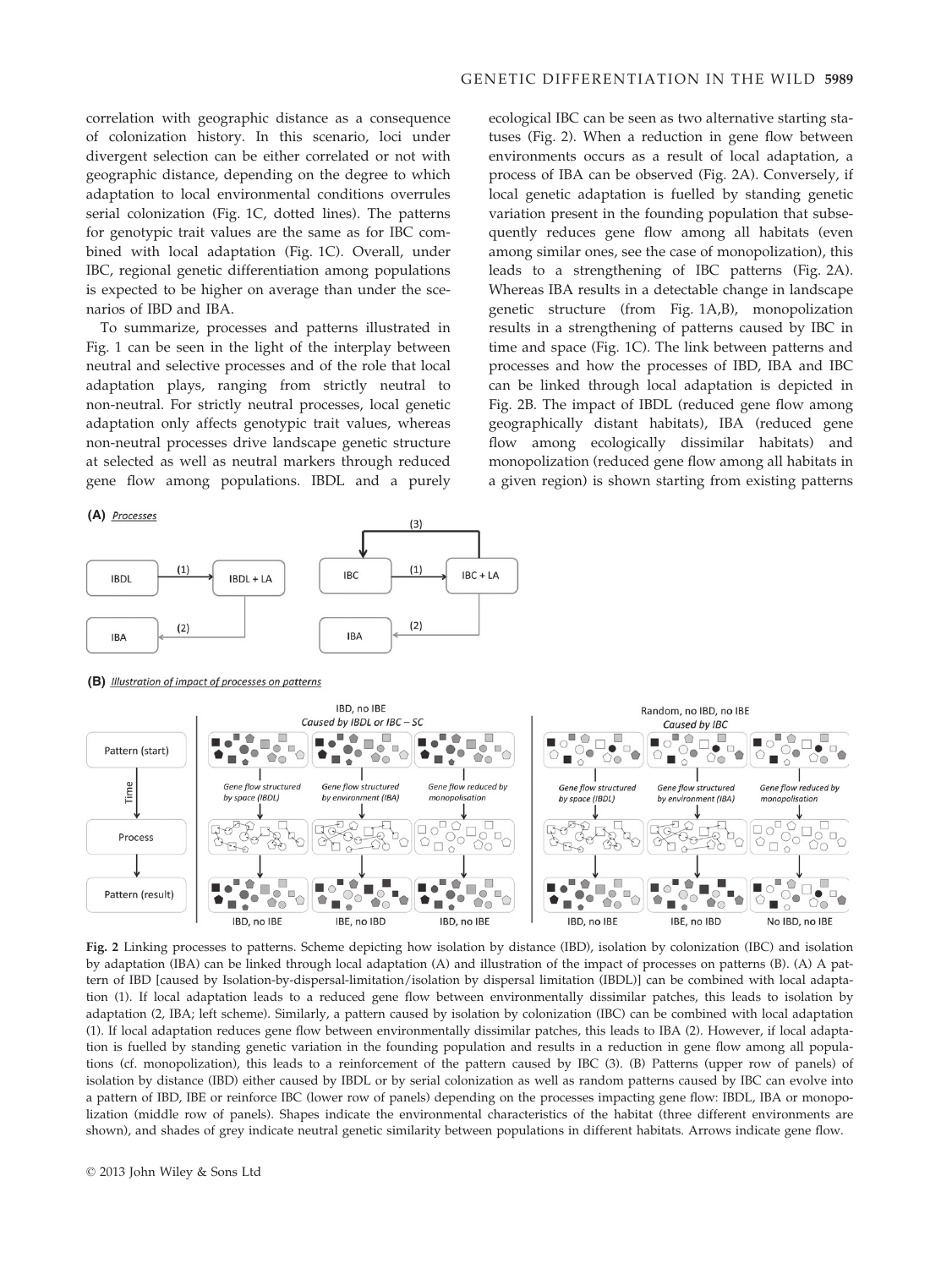correlation with geographic distance as a consequence of colonization history. In this scenario, loci under divergent selection can be either correlated or not with geographic distance, depending on the degree to which adaptation to local environmental conditions overrules serial colonization (Fig. 1C, dotted lines). The patterns for genotypic trait values are the same as for IBC combined with local adaptation (Fig. 1C). Overall, under IBC, regional genetic differentiation among populations is expected to be higher on average than under the scenarios of IBD and IBA.

To summarize, processes and patterns illustrated in Fig. 1 can be seen in the light of the interplay between neutral and selective processes and of the role that local adaptation plays, ranging from strictly neutral to non-neutral. For strictly neutral processes, local genetic adaptation only affects genotypic trait values, whereas non-neutral processes drive landscape genetic structure at selected as well as neutral markers through reduced gene flow among populations. IBDL and a purely ecological IBC can be seen as two alternative starting statuses (Fig. 2). When a reduction in gene flow between environments occurs as a result of local adaptation, a process of IBA can be observed (Fig. 2A). Conversely, if local genetic adaptation is fuelled by standing genetic variation present in the founding population that subsequently reduces gene flow among all habitats (even among similar ones, see the case of monopolization), this leads to a strengthening of IBC patterns (Fig. 2A). Whereas IBA results in a detectable change in landscape genetic structure (from Fig. 1A,B), monopolization results in a strengthening of patterns caused by IBC in time and space (Fig. 1C). The link between patterns and processes and how the processes of IBD, IBA and IBC can be linked through local adaptation is depicted in Fig. 2B. The impact of IBDL (reduced gene flow among geographically distant habitats), IBA (reduced gene flow among ecologically dissimilar habitats) and monopolization (reduced gene flow among all habitats in a given region) is shown starting from existing patterns

Fig. 2 Linking processes to patterns. Scheme depicting how isolation by distance (IBD), isolation by colonization (IBC) and isolation by adaptation (IBA) can be linked through local adaptation (A) and illustration of the impact of processes on patterns (B). (A) A pattern of IBD [caused by Isolation-by-dispersal-limitation/isolation by dispersal limitation (IBDL)] can be combined with local adaptation (1). If local adaptation leads to a reduced gene flow between environmentally dissimilar patches, this leads to isolation by adaptation (2, IBA; left scheme). Similarly, a pattern caused by isolation by colonization (IBC) can be combined with local adaptation (1). If local adaptation reduces gene flow between environmentally dissimilar patches, this leads to IBA (2). However, if local adaptation is fuelled by standing genetic variation in the founding population and results in a reduction in gene flow among all populations (cf. monopolization), this leads to a reinforcement of the pattern caused by IBC (3). (B) Patterns (upper row of panels) of isolation by distance (IBD) either caused by IBDL or by serial colonization as well as random patterns caused by IBC can evolve into a pattern of IBD, IBE or reinforce IBC (lower row of panels) depending on the processes impacting gene flow: IBDL, IBA or monopolization (middle row of panels). Shapes indicate the environmental characteristics of the habitat (three different environments are shown), and shades of grey indicate neutral genetic similarity between populations in different habitats. Arrows indicate gene flow.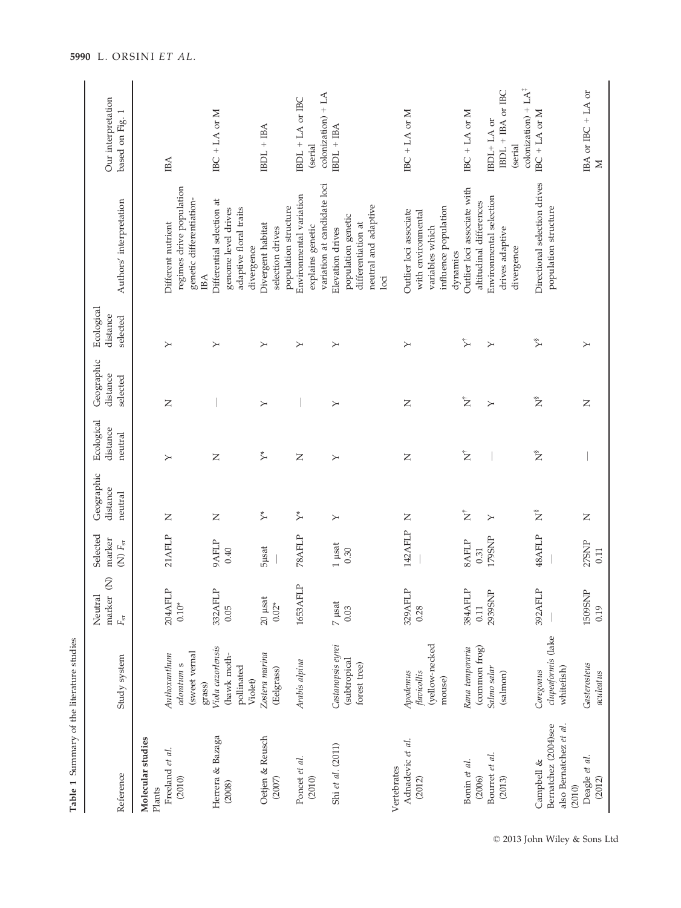**Table 1** Summary of the literature studies

| Reference | Study system | Neutral marker (N) $F_{ST}$ | Selected marker (N) $F_{ST}$ | Geographic distance neutral | Ecological distance neutral | Geographic distance selected | Ecological distance selected | Authors' interpretation | Our interpretation based on Fig. 1 |
|---|---|---|---|---|---|---|---|---|---|
| **Molecular studies** | | | | | | | | | |
| Plants | | | | | | | | | |
| Freeland *et al.* (2010) | *Anthoxanthum odoratum* s (sweet vernal grass) | 204AFLP 0.10* | 21AFLP | N | Y | N | Y | Different nutrient regimes drive population genetic differentiation-IBA | IBA |
| Herrera & Bazaga (2008) | *Viola cazorlensis* (hawk moth-pollinated Violet) | 332AFLP 0.05 | 9AFLP 0.40 | N | N | — | Y | Differential selection at genome level drives adaptive floral traits divergence | IBC + LA or M |
| Oetjen & Reusch (2007) | *Zostera marina* (Eelgrass) | 20 µsat 0.02* | 5µsat — | Y* | Y* | Y | Y | Divergent habitat selection drives population structure | IBDL + IBA |
| Poncet *et al.* (2010) | *Arabis alpina* | 1653AFLP | 78AFLP | Y* | N | — | Y | Environmental variation explains genetic variation at candidate loci | IBDL + LA or IBC (serial colonization) + LA |
| Shi *et al.* (2011) | *Castanopsis eyrei* (subtropical forest tree) | 7 µsat 0.03 | 1 µsat 0.30 | Y | Y | Y | Y | Elevation drives population genetic differentiation at neutral and adaptive loci | IBDL + IBA |
| Vertebrates | | | | | | | | | |
| Adnadevic *et al.* (2012) | *Apodemus flavicollis* (yellow-necked mouse) | 329AFLP 0.28 | 142AFLP — | N | N | N | Y | Outlier loci associate with environmental variables which influence population dynamics | IBC + LA or M |
| Bonin *et al.* (2006) | *Rana temporaria* (common frog) | 384AFLP 0.11 | 8AFLP 0.31 | N[†] | N[†] | N[†] | Y[†] | Outlier loci associate with altitudinal differences | IBC + LA or M |
| Bourret *et al.* (2013) | *Salmo salar* (salmon) | 2939SNP | 179SNP | Y | — | Y | Y | Environmental selection drives adaptive divergence | IBDL+ LA or IBDL + IBA or IBC (serial colonization) + LA[‡] |
| Campbell & Bernatchez (2004)see also Bernatchez *et al.* (2010) | *Coregonus clupeaformis* (lake whitefish) | 392AFLP — | 48AFLP — | N[§] | N[§] | N[§] | Y[§] | Directional selection drives population structure | IBC + LA or M |
| Deagle *et al.* (2012) | *Gasterosteus aculeatus* | 1509SNP 0.19 | 27SNP 0.11 | N | — | N | Y | | IBA or IBC + LA or M |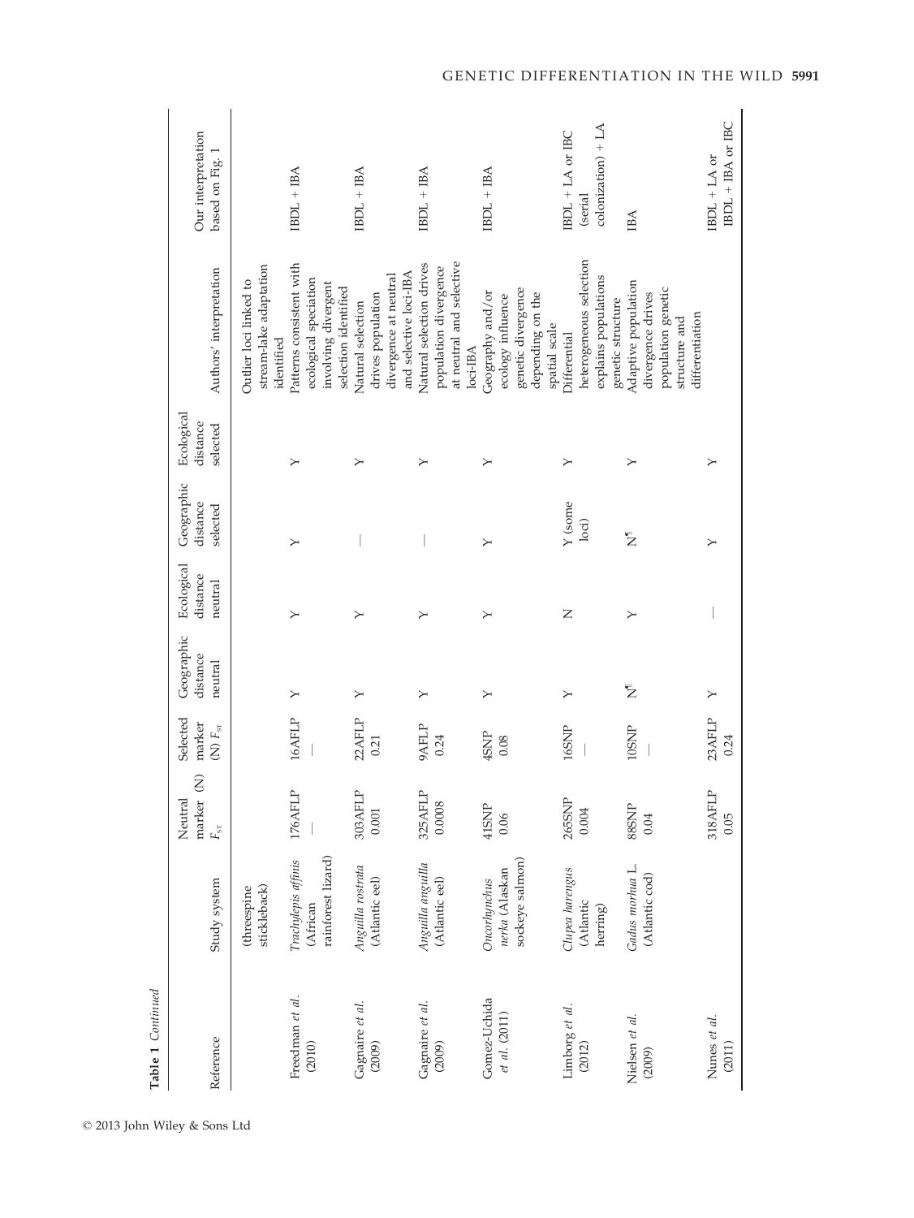**Table 1** *Continued*

| Reference | Study system | Neutral marker (N) $F_{ST}$ | Selected marker (N) $F_{ST}$ | Geographic distance neutral | Ecological distance neutral | Geographic distance selected | Ecological distance selected | Authors' interpretation | Our interpretation based on Fig. 1 |
|---|---|---|---|---|---|---|---|---|---|
| | (threespine stickleback) | | | | | | | Outlier loci linked to stream-lake adaptation identified | |
| Freedman *et al.* (2010) | *Trachylepis affinis* (African rainforest lizard) | 176AFLP — | 16AFLP — | Y | Y | Y | Y | Patterns consistent with ecological speciation involving divergent selection identified | IBDL + IBA |
| Gagnaire *et al.* (2009) | *Anguilla rostrata* (Atlantic eel) | 303AFLP 0.001 | 22AFLP 0.21 | Y | Y | — | Y | Natural selection drives population divergence at neutral and selective loci-IBA | IBDL + IBA |
| Gagnaire *et al.* (2009) | *Anguilla anguilla* (Atlantic eel) | 325AFLP 0.0008 | 9AFLP 0.24 | Y | Y | — | Y | Natural selection drives population divergence at neutral and selective loci-IBA | IBDL + IBA |
| Gomez-Uchida *et al.* (2011) | *Oncorhynchus nerka* (Alaskan sockeye salmon) | 41SNP 0.06 | 4SNP 0.08 | Y | Y | Y | Y | Geography and/or ecology influence genetic divergence depending on the spatial scale | IBDL + IBA |
| Limborg *et al.* (2012) | *Clupea harengus* (Atlantic herring) | 265SNP 0.004 | 16SNP — | Y | N | Y (some loci) | Y | Differential heterogeneous selection explains populations genetic structure | IBDL + LA or IBC (serial colonization) + LA |
| Nielsen *et al.* (2009) | *Gadus morhua* L. (Atlantic cod) | 88SNP 0.04 | 10SNP — | N[¶] | Y | N[¶] | Y | Adaptive population divergence drives population genetic structure and differentiation | IBA |
| Nunes *et al.* (2011) | | 318AFLP 0.05 | 23AFLP 0.24 | Y | — | Y | Y | | IBDL + LA or IBDL + IBA or IBC |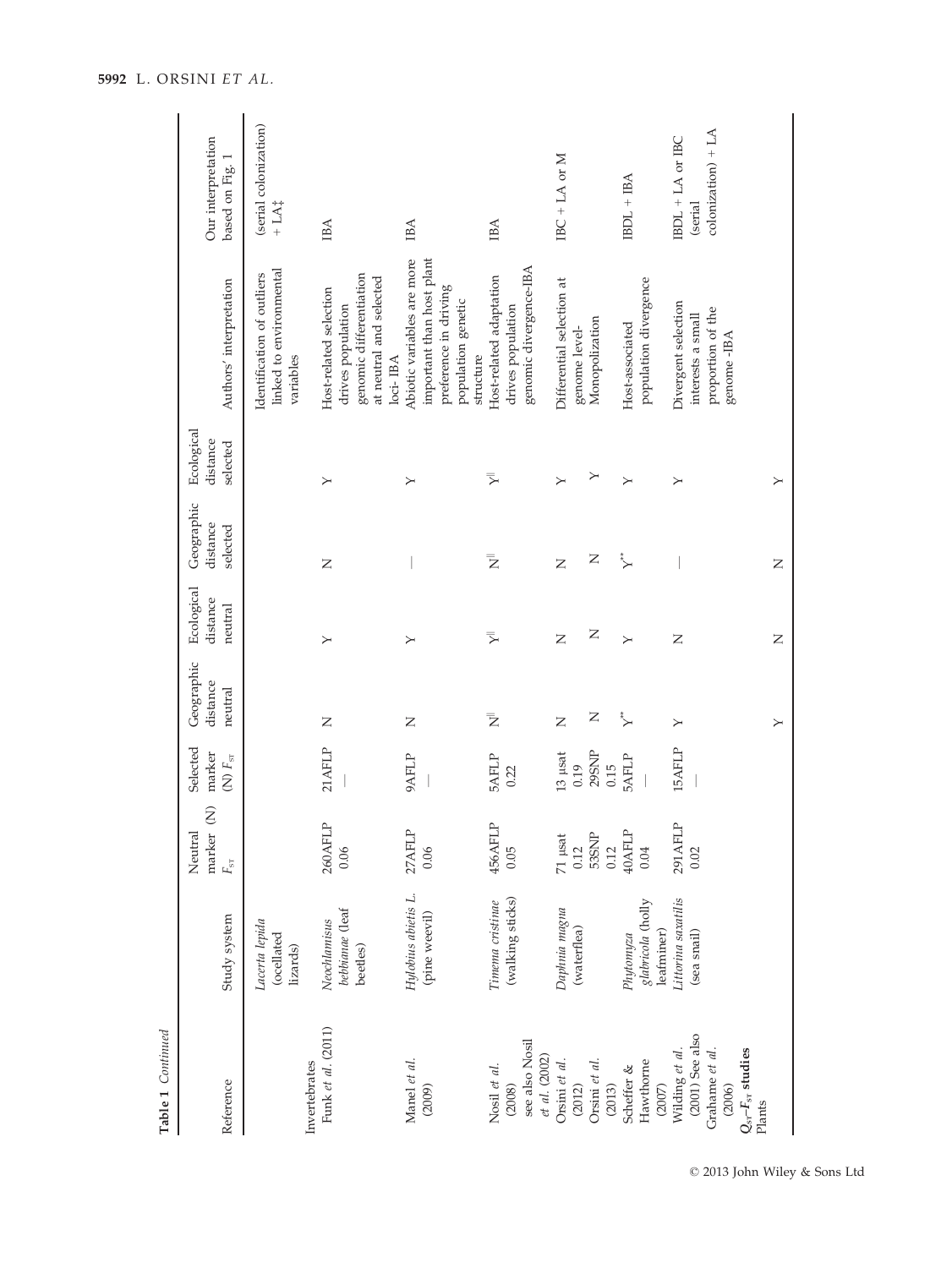**Table 1** *Continued*

| Reference | Study system | Neutral marker (N) $F_{ST}$ | Selected marker (N) $F_{ST}$ | Geographic distance neutral | Ecological distance neutral | Geographic distance selected | Ecological distance selected | Authors' interpretation | Our interpretation based on Fig. 1 |
|---|---|---|---|---|---|---|---|---|---|
| | *Lacerta lepida* (ocellated lizards) | | | | | | | Identification of outliers linked to environmental variables | (serial colonization) + LA‡ |
| Invertebrates | | | | | | | | | |
| Funk *et al.* (2011) | *Neochlamisus bebbianae* (leaf beetles) | 260AFLP 0.06 | 21AFLP — | N | Y | N | Y | Host-related selection drives population genomic differentiation at neutral and selected loci- IBA | IBA |
| Manel *et al.* (2009) | *Hylobius abietis* L. (pine weevil) | 27AFLP 0.06 | 9AFLP — | N | Y | — | Y | Abiotic variables are more important than host plant preference in driving population genetic structure | IBA |
| Nosil *et al.* (2008) see also Nosil *et al.* (2002) | *Timema cristinae* (walking sticks) | 456AFLP 0.05 | 5AFLP 0.22 | N‖ | Y‖ | N‖ | Y‖ | Host-related adaptation drives population genomic divergence-IBA | IBA |
| Orsini *et al.* (2012) | *Daphnia magna* (waterflea) | 71 µsat 0.12 | 13 µsat 0.19 | N | N | N | Y | Differential selection at genome level- | IBC + LA or M |
| Orsini *et al.* (2013) | | 53SNP 0.12 | 29SNP 0.15 | N | N | N | Y | Monopolization | |
| Scheffer & Hawthorne (2007) | *Phytomyza glabricola* (holly leafminer) | 40AFLP 0.04 | 5AFLP — | Y** | Y | Y** | Y | Host-associated population divergence | IBDL + IBA |
| Wilding *et al.* (2001) See also Grahame *et al.* (2006) | *Littorina saxatilis* (sea snail) | 291AFLP 0.02 | 15AFLP — | Y | N | — | Y | Divergent selection interests a small proportion of the genome -IBA | IBDL + LA or IBC (serial colonization) + LA |
| $Q_{ST}$–$F_{ST}$ **studies** | | | | | | | | | |
| Plants | | | | Y | N | N | Y | | |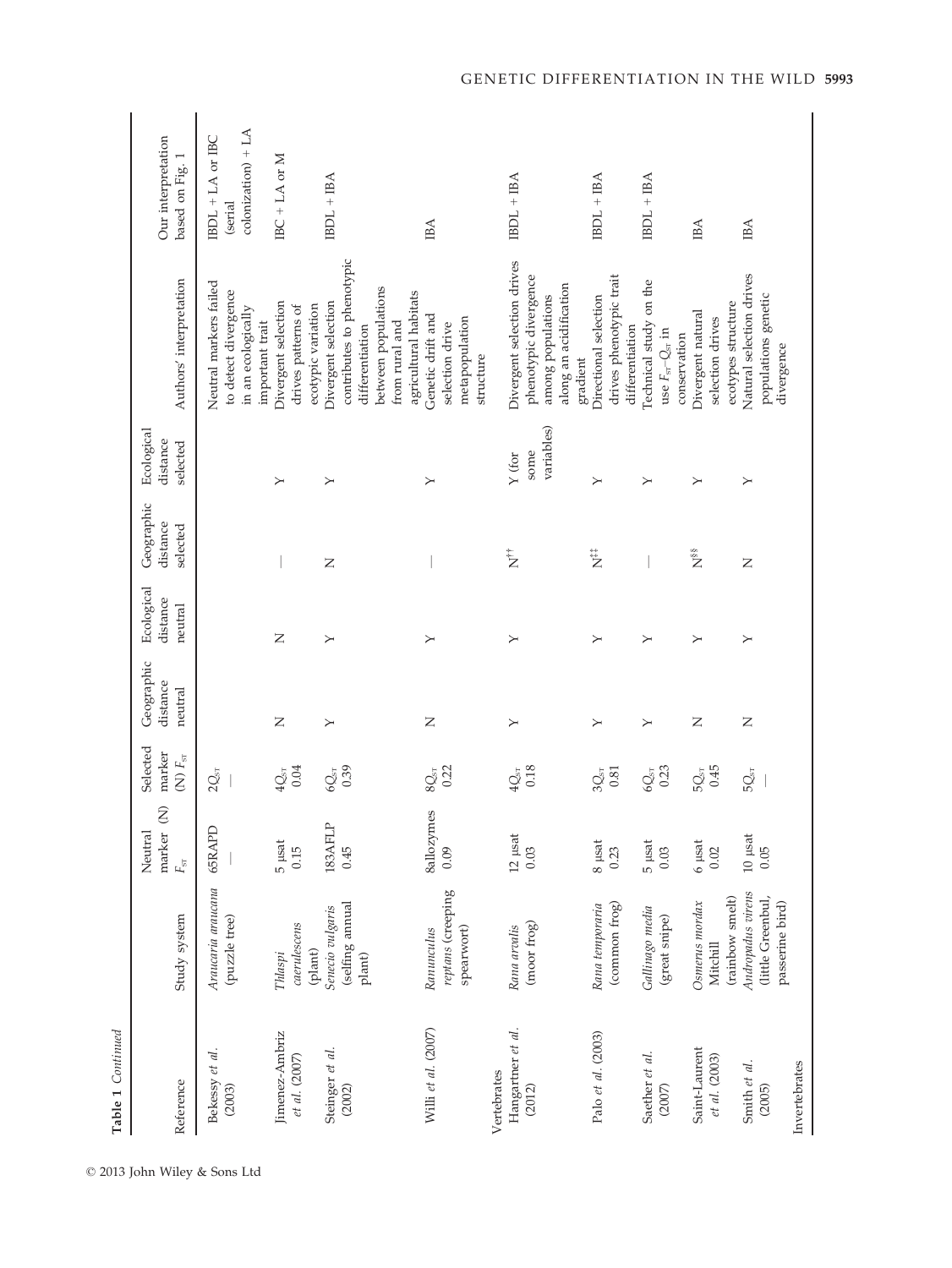**Table 1** Continued

| Reference | Study system | Neutral marker (N) $F_{ST}$ | Selected marker (N) $F_{ST}$ | Geographic distance neutral | Ecological distance neutral | Geographic distance selected | Ecological distance selected | Authors' interpretation | Our interpretation based on Fig. 1 |
|---|---|---|---|---|---|---|---|---|---|
| Bekessy *et al.* (2003) | *Araucaria araucana* (puzzle tree) | 65RAPD — | $2Q_{ST}$ — | | | | | Neutral markers failed to detect divergence in an ecologically important trait | IBDL + LA or IBC (serial colonization) + LA |
| Jimenez-Ambriz *et al.* (2007) | *Thlaspi caerulescens* (plant) | 5 µsat 0.15 | $4Q_{ST}$ 0.04 | N | N | — | Y | Divergent selection drives patterns of ecotypic variation | IBC + LA or M |
| Steinger *et al.* (2002) | *Senecio vulgaris* (selfing annual plant) | 183AFLP 0.45 | $6Q_{ST}$ 0.39 | Y | Y | N | Y | Divergent selection contributes to phenotypic differentiation between populations from rural and agricultural habitats | IBDL + IBA |
| Willi *et al.* (2007) | *Ranunculus reptans* (creeping spearwort) | 8allozymes 0.09 | $8Q_{ST}$ 0.22 | N | Y | — | Y | Genetic drift and selection drive metapopulation structure | IBA |
| Vertebrates | | | | | | | | | |
| Hangartner *et al.* (2012) | *Rana arvalis* (moor frog) | 12 µsat 0.03 | $4Q_{ST}$ 0.18 | Y | Y | N[††] | Y (for some variables) | Divergent selection drives phenotypic divergence among populations along an acidification gradient | IBDL + IBA |
| Palo *et al.* (2003) | *Rana temporaria* (common frog) | 8 µsat 0.23 | $3Q_{ST}$ 0.81 | Y | Y | N[‡‡] | Y | Directional selection drives phenotypic trait differentiation | IBDL + IBA |
| Saether *et al.* (2007) | *Gallinago media* (great snipe) | 5 µsat 0.03 | $6Q_{ST}$ 0.23 | Y | Y | — | Y | Technical study on the use $F_{ST}$–$Q_{ST}$ in conservation | IBDL + IBA |
| Saint-Laurent *et al.* (2003) | *Osmerus mordax* Mitchill (rainbow smelt) | 6 µsat 0.02 | $5Q_{ST}$ 0.45 | N | Y | N[§§] | Y | Divergent natural selection drives ecotypes structure | IBA |
| Smith *et al.* (2005) | *Andropadus virens* (little Greenbul, passerine bird) | 10 µsat 0.05 | $5Q_{ST}$ — | N | Y | N | Y | Natural selection drives populations genetic divergence | IBA |
| Invertebrates | | | | | | | | | |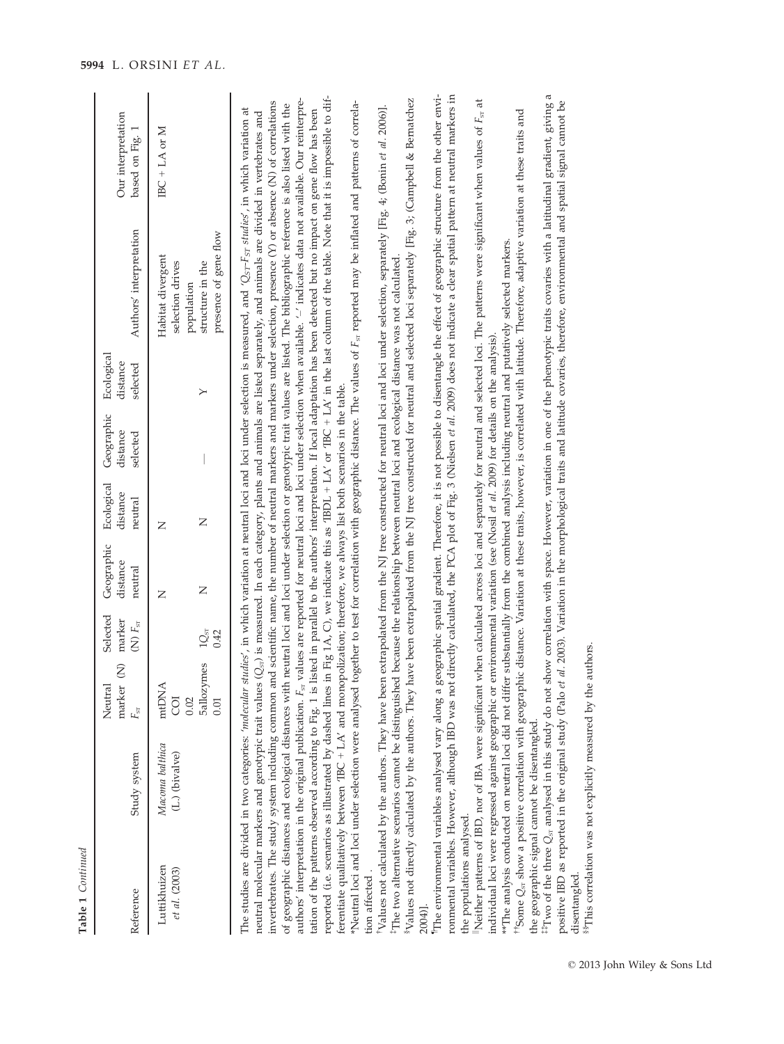**Table 1** *Continued*

| Reference | Study system | Neutral marker (N) $F_{ST}$ | Selected marker (N) $F_{ST}$ | Geographic distance neutral | Ecological distance neutral | Geographic distance selected | Ecological distance selected | Authors' interpretation | Our interpretation based on Fig. 1 |
|---|---|---|---|---|---|---|---|---|---|
| Luttikhuizen *et al.* (2003) | *Macoma balthica* (L.) (bivalve) | mtDNA COI 0.02 | | N | N | | | Habitat divergent selection drives population structure in the presence of gene flow | IBC + LA or M |
| | | 5allozymes 0.01 | $1Q_{ST}$ 0.42 | N | N | — | Y | | |

The studies are divided in two categories: '*molecular studies*', in which variation at neutral loci and loci under selection is measured, and '$Q_{ST}$-$F_{ST}$ *studies*', in which variation at neutral molecular markers and genotypic trait values ($Q_{ST}$) is measured. In each category, plants and animals are listed separately, and animals are divided in vertebrates and invertebrates. The study system including common and scientific name, the number of neutral markers and markers under selection, presence (Y) or absence (N) of correlations of geographic distances and ecological distances with neutral loci and loci under selection or genotypic trait values are listed. The bibliographic reference is also listed with the authors' interpretation in the original publication. $F_{ST}$ values are reported for neutral loci and loci under selection when available. '–' indicates data not available. Our reinterpretation of the patterns observed according to Fig. 1 is listed in parallel to the authors' interpretation. If local adaptation has been detected but no impact on gene flow has been reported (i.e. scenarios as illustrated by dashed lines in Fig 1A, C), we indicate this as 'IBDL + LA' or 'IBC + LA' in the last column of the table. Note that it is impossible to differentiate qualitatively between 'IBC + LA' and monopolization; therefore, we always list both scenarios in the table.

*Neutral loci and loci under selection were analysed together to test for correlation with geographic distance. The values of $F_{ST}$ reported may be inflated and patterns of correlation affected.

†Values not calculated by the authors. They have been extrapolated from the NJ tree constructed for neutral loci and loci under selection, separately [Fig. 4; (Bonin *et al.* 2006)].

‡The two alternative scenarios cannot be distinguished because the relationship between neutral loci and ecological distance was not calculated.

§Values not directly calculated by the authors. They have been extrapolated from the NJ tree constructed for neutral and selected loci separately [Fig. 3; (Campbell & Bernatchez 2004)].

¶The environmental variables analysed vary along a geographic spatial gradient. Therefore, it is not possible to disentangle the effect of geographic structure from the other environmental variables. However, although IBD was not directly calculated, the PCA plot of Fig. 3 (Nielsen *et al.* 2009) does not indicate a clear spatial pattern at neutral markers in the populations analysed.

||Neither patterns of IBD, nor of IBA were significant when calculated across loci and separately for neutral and selected loci. The patterns were significant when values of $F_{ST}$ at individual loci were regressed against geographic or environmental variation (see (Nosil *et al.* 2009) for details on the analysis).

**The analysis conducted on neutral loci did not differ substantially from the combined analysis including neutral and putatively selected markers.

††Some $Q_{ST}$ show a positive correlation with geographic distance. Variation at these traits, however, is correlated with latitude. Therefore, adaptive variation at these traits and the geographic signal cannot be disentangled.

‡‡Two of the three $Q_{ST}$ analysed in this study do not show correlation with space. However, variation in one of the phenotypic traits covaries with a latitudinal gradient, giving a positive IBD as reported in the original study (Palo *et al.* 2003). Variation in the morphological traits and latitude covaries, therefore, environmental and spatial signal cannot be disentangled.

§§This correlation was not explicitly measured by the authors.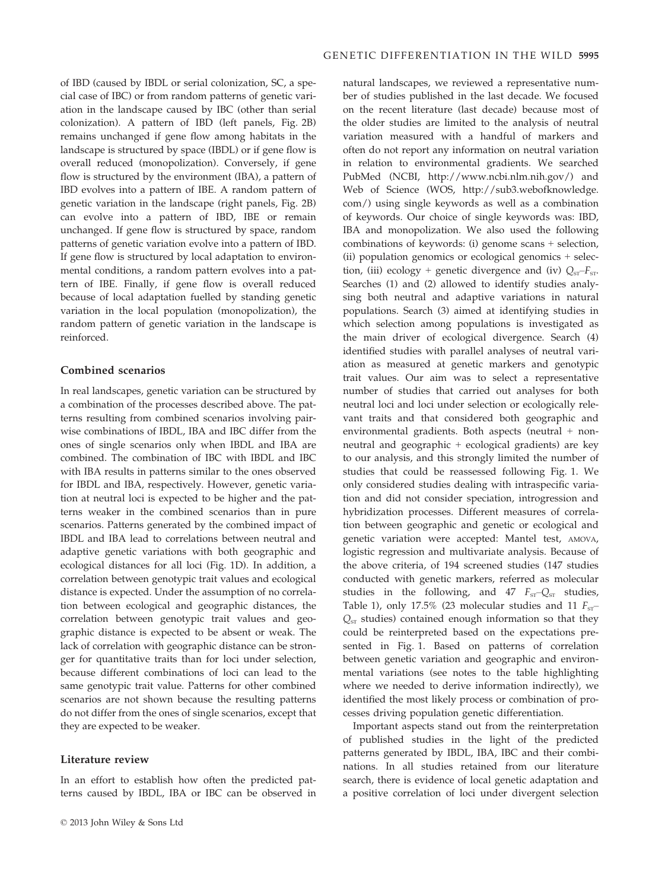of IBD (caused by IBDL or serial colonization, SC, a special case of IBC) or from random patterns of genetic variation in the landscape caused by IBC (other than serial colonization). A pattern of IBD (left panels, Fig. 2B) remains unchanged if gene flow among habitats in the landscape is structured by space (IBDL) or if gene flow is overall reduced (monopolization). Conversely, if gene flow is structured by the environment (IBA), a pattern of IBD evolves into a pattern of IBE. A random pattern of genetic variation in the landscape (right panels, Fig. 2B) can evolve into a pattern of IBD, IBE or remain unchanged. If gene flow is structured by space, random patterns of genetic variation evolve into a pattern of IBD. If gene flow is structured by local adaptation to environmental conditions, a random pattern evolves into a pattern of IBE. Finally, if gene flow is overall reduced because of local adaptation fuelled by standing genetic variation in the local population (monopolization), the random pattern of genetic variation in the landscape is reinforced.

### Combined scenarios

In real landscapes, genetic variation can be structured by a combination of the processes described above. The patterns resulting from combined scenarios involving pairwise combinations of IBDL, IBA and IBC differ from the ones of single scenarios only when IBDL and IBA are combined. The combination of IBC with IBDL and IBC with IBA results in patterns similar to the ones observed for IBDL and IBA, respectively. However, genetic variation at neutral loci is expected to be higher and the patterns weaker in the combined scenarios than in pure scenarios. Patterns generated by the combined impact of IBDL and IBA lead to correlations between neutral and adaptive genetic variations with both geographic and ecological distances for all loci (Fig. 1D). In addition, a correlation between genotypic trait values and ecological distance is expected. Under the assumption of no correlation between ecological and geographic distances, the correlation between genotypic trait values and geographic distance is expected to be absent or weak. The lack of correlation with geographic distance can be stronger for quantitative traits than for loci under selection, because different combinations of loci can lead to the same genotypic trait value. Patterns for other combined scenarios are not shown because the resulting patterns do not differ from the ones of single scenarios, except that they are expected to be weaker.

### Literature review

In an effort to establish how often the predicted patterns caused by IBDL, IBA or IBC can be observed in natural landscapes, we reviewed a representative number of studies published in the last decade. We focused on the recent literature (last decade) because most of the older studies are limited to the analysis of neutral variation measured with a handful of markers and often do not report any information on neutral variation in relation to environmental gradients. We searched PubMed (NCBI, http://www.ncbi.nlm.nih.gov/) and Web of Science (WOS, http://sub3.webofknowledge.com/) using single keywords as well as a combination of keywords. Our choice of single keywords was: IBD, IBA and monopolization. We also used the following combinations of keywords: (i) genome scans + selection, (ii) population genomics or ecological genomics + selection, (iii) ecology + genetic divergence and (iv) $Q_{ST}$–$F_{ST}$. Searches (1) and (2) allowed to identify studies analysing both neutral and adaptive variations in natural populations. Search (3) aimed at identifying studies in which selection among populations is investigated as the main driver of ecological divergence. Search (4) identified studies with parallel analyses of neutral variation as measured at genetic markers and genotypic trait values. Our aim was to select a representative number of studies that carried out analyses for both neutral loci and loci under selection or ecologically relevant traits and that considered both geographic and environmental gradients. Both aspects (neutral + non-neutral and geographic + ecological gradients) are key to our analysis, and this strongly limited the number of studies that could be reassessed following Fig. 1. We only considered studies dealing with intraspecific variation and did not consider speciation, introgression and hybridization processes. Different measures of correlation between geographic and genetic or ecological and genetic variation were accepted: Mantel test, AMOVA, logistic regression and multivariate analysis. Because of the above criteria, of 194 screened studies (147 studies conducted with genetic markers, referred as molecular studies in the following, and 47 $F_{ST}$–$Q_{ST}$ studies, Table 1), only 17.5% (23 molecular studies and 11 $F_{ST}$–$Q_{ST}$ studies) contained enough information so that they could be reinterpreted based on the expectations presented in Fig. 1. Based on patterns of correlation between genetic variation and geographic and environmental variations (see notes to the table highlighting where we needed to derive information indirectly), we identified the most likely process or combination of processes driving population genetic differentiation.

Important aspects stand out from the reinterpretation of published studies in the light of the predicted patterns generated by IBDL, IBA, IBC and their combinations. In all studies retained from our literature search, there is evidence of local genetic adaptation and a positive correlation of loci under divergent selection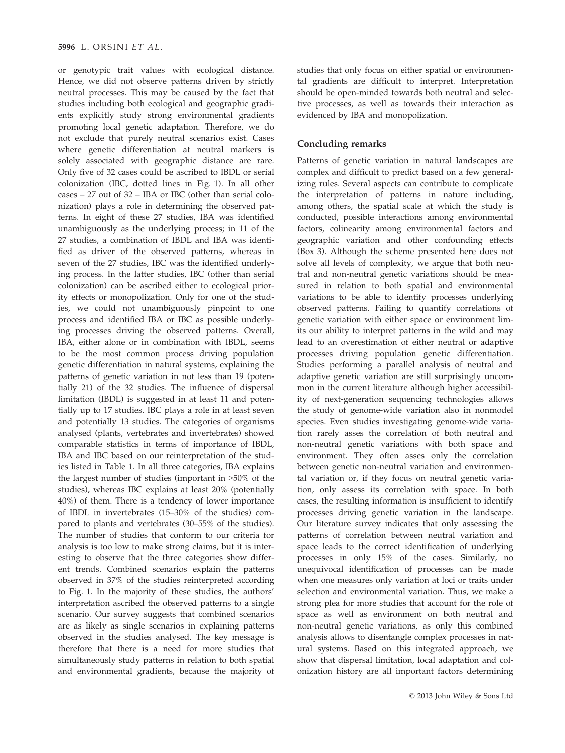or genotypic trait values with ecological distance. Hence, we did not observe patterns driven by strictly neutral processes. This may be caused by the fact that studies including both ecological and geographic gradients explicitly study strong environmental gradients promoting local genetic adaptation. Therefore, we do not exclude that purely neutral scenarios exist. Cases where genetic differentiation at neutral markers is solely associated with geographic distance are rare. Only five of 32 cases could be ascribed to IBDL or serial colonization (IBC, dotted lines in Fig. 1). In all other cases – 27 out of 32 – IBA or IBC (other than serial colonization) plays a role in determining the observed patterns. In eight of these 27 studies, IBA was identified unambiguously as the underlying process; in 11 of the 27 studies, a combination of IBDL and IBA was identified as driver of the observed patterns, whereas in seven of the 27 studies, IBC was the identified underlying process. In the latter studies, IBC (other than serial colonization) can be ascribed either to ecological priority effects or monopolization. Only for one of the studies, we could not unambiguously pinpoint to one process and identified IBA or IBC as possible underlying processes driving the observed patterns. Overall, IBA, either alone or in combination with IBDL, seems to be the most common process driving population genetic differentiation in natural systems, explaining the patterns of genetic variation in not less than 19 (potentially 21) of the 32 studies. The influence of dispersal limitation (IBDL) is suggested in at least 11 and potentially up to 17 studies. IBC plays a role in at least seven and potentially 13 studies. The categories of organisms analysed (plants, vertebrates and invertebrates) showed comparable statistics in terms of importance of IBDL, IBA and IBC based on our reinterpretation of the studies listed in Table 1. In all three categories, IBA explains the largest number of studies (important in >50% of the studies), whereas IBC explains at least 20% (potentially 40%) of them. There is a tendency of lower importance of IBDL in invertebrates (15–30% of the studies) compared to plants and vertebrates (30–55% of the studies). The number of studies that conform to our criteria for analysis is too low to make strong claims, but it is interesting to observe that the three categories show different trends. Combined scenarios explain the patterns observed in 37% of the studies reinterpreted according to Fig. 1. In the majority of these studies, the authors' interpretation ascribed the observed patterns to a single scenario. Our survey suggests that combined scenarios are as likely as single scenarios in explaining patterns observed in the studies analysed. The key message is therefore that there is a need for more studies that simultaneously study patterns in relation to both spatial and environmental gradients, because the majority of studies that only focus on either spatial or environmental gradients are difficult to interpret. Interpretation should be open-minded towards both neutral and selective processes, as well as towards their interaction as evidenced by IBA and monopolization.

## Concluding remarks

Patterns of genetic variation in natural landscapes are complex and difficult to predict based on a few generalizing rules. Several aspects can contribute to complicate the interpretation of patterns in nature including, among others, the spatial scale at which the study is conducted, possible interactions among environmental factors, colinearity among environmental factors and geographic variation and other confounding effects (Box 3). Although the scheme presented here does not solve all levels of complexity, we argue that both neutral and non-neutral genetic variations should be measured in relation to both spatial and environmental variations to be able to identify processes underlying observed patterns. Failing to quantify correlations of genetic variation with either space or environment limits our ability to interpret patterns in the wild and may lead to an overestimation of either neutral or adaptive processes driving population genetic differentiation. Studies performing a parallel analysis of neutral and adaptive genetic variation are still surprisingly uncommon in the current literature although higher accessibility of next-generation sequencing technologies allows the study of genome-wide variation also in nonmodel species. Even studies investigating genome-wide variation rarely asses the correlation of both neutral and non-neutral genetic variations with both space and environment. They often asses only the correlation between genetic non-neutral variation and environmental variation or, if they focus on neutral genetic variation, only assess its correlation with space. In both cases, the resulting information is insufficient to identify processes driving genetic variation in the landscape. Our literature survey indicates that only assessing the patterns of correlation between neutral variation and space leads to the correct identification of underlying processes in only 15% of the cases. Similarly, no unequivocal identification of processes can be made when one measures only variation at loci or traits under selection and environmental variation. Thus, we make a strong plea for more studies that account for the role of space as well as environment on both neutral and non-neutral genetic variations, as only this combined analysis allows to disentangle complex processes in natural systems. Based on this integrated approach, we show that dispersal limitation, local adaptation and colonization history are all important factors determining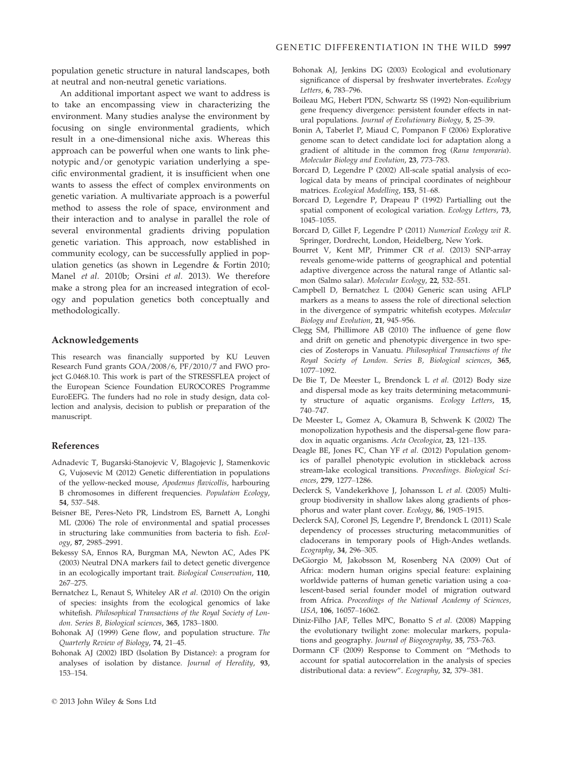population genetic structure in natural landscapes, both at neutral and non-neutral genetic variations.

An additional important aspect we want to address is to take an encompassing view in characterizing the environment. Many studies analyse the environment by focusing on single environmental gradients, which result in a one-dimensional niche axis. Whereas this approach can be powerful when one wants to link phenotypic and/or genotypic variation underlying a specific environmental gradient, it is insufficient when one wants to assess the effect of complex environments on genetic variation. A multivariate approach is a powerful method to assess the role of space, environment and their interaction and to analyse in parallel the role of several environmental gradients driving population genetic variation. This approach, now established in community ecology, can be successfully applied in population genetics (as shown in Legendre & Fortin 2010; Manel *et al.* 2010b; Orsini *et al.* 2013). We therefore make a strong plea for an increased integration of ecology and population genetics both conceptually and methodologically.

## Acknowledgements

This research was financially supported by KU Leuven Research Fund grants GOA/2008/6, PF/2010/7 and FWO project G.0468.10. This work is part of the STRESSFLEA project of the European Science Foundation EUROCORES Programme EuroEEFG. The funders had no role in study design, data collection and analysis, decision to publish or preparation of the manuscript.

## References

Adnadevic T, Bugarski-Stanojevic V, Blagojevic J, Stamenkovic G, Vujosevic M (2012) Genetic differentiation in populations of the yellow-necked mouse, *Apodemus flavicollis*, harbouring B chromosomes in different frequencies. *Population Ecology*, **54**, 537–548.

Beisner BE, Peres-Neto PR, Lindstrom ES, Barnett A, Longhi ML (2006) The role of environmental and spatial processes in structuring lake communities from bacteria to fish. *Ecology*, **87**, 2985–2991.

Bekessy SA, Ennos RA, Burgman MA, Newton AC, Ades PK (2003) Neutral DNA markers fail to detect genetic divergence in an ecologically important trait. *Biological Conservation*, **110**, 267–275.

Bernatchez L, Renaut S, Whiteley AR *et al.* (2010) On the origin of species: insights from the ecological genomics of lake whitefish. *Philosophical Transactions of the Royal Society of London. Series B, Biological sciences*, **365**, 1783–1800.

Bohonak AJ (1999) Gene flow, and population structure. *The Quarterly Review of Biology*, **74**, 21–45.

Bohonak AJ (2002) IBD (Isolation By Distance): a program for analyses of isolation by distance. *Journal of Heredity*, **93**, 153–154.

Bohonak AJ, Jenkins DG (2003) Ecological and evolutionary significance of dispersal by freshwater invertebrates. *Ecology Letters*, **6**, 783–796.

Boileau MG, Hebert PDN, Schwartz SS (1992) Non-equilibrium gene frequency divergence: persistent founder effects in natural populations. *Journal of Evolutionary Biology*, **5**, 25–39.

Bonin A, Taberlet P, Miaud C, Pompanon F (2006) Explorative genome scan to detect candidate loci for adaptation along a gradient of altitude in the common frog (*Rana temporaria*). *Molecular Biology and Evolution*, **23**, 773–783.

Borcard D, Legendre P (2002) All-scale spatial analysis of ecological data by means of principal coordinates of neighbour matrices. *Ecological Modelling*, **153**, 51–68.

Borcard D, Legendre P, Drapeau P (1992) Partialling out the spatial component of ecological variation. *Ecology Letters*, **73**, 1045–1055.

Borcard D, Gillet F, Legendre P (2011) *Numerical Ecology wit R*. Springer, Dordrecht, London, Heidelberg, New York.

Bourret V, Kent MP, Primmer CR *et al.* (2013) SNP-array reveals genome-wide patterns of geographical and potential adaptive divergence across the natural range of Atlantic salmon (Salmo salar). *Molecular Ecology*, **22**, 532–551.

Campbell D, Bernatchez L (2004) Generic scan using AFLP markers as a means to assess the role of directional selection in the divergence of sympatric whitefish ecotypes. *Molecular Biology and Evolution*, **21**, 945–956.

Clegg SM, Phillimore AB (2010) The influence of gene flow and drift on genetic and phenotypic divergence in two species of Zosterops in Vanuatu. *Philosophical Transactions of the Royal Society of London. Series B, Biological sciences*, **365**, 1077–1092.

De Bie T, De Meester L, Brendonck L *et al.* (2012) Body size and dispersal mode as key traits determining metacommunity structure of aquatic organisms. *Ecology Letters*, **15**, 740–747.

De Meester L, Gomez A, Okamura B, Schwenk K (2002) The monopolization hypothesis and the dispersal-gene flow paradox in aquatic organisms. *Acta Oecologica*, **23**, 121–135.

Deagle BE, Jones FC, Chan YF *et al.* (2012) Population genomics of parallel phenotypic evolution in stickleback across stream-lake ecological transitions. *Proceedings. Biological Sciences*, **279**, 1277–1286.

Declerck S, Vandekerkhove J, Johansson L *et al.* (2005) Multi-group biodiversity in shallow lakes along gradients of phosphorus and water plant cover. *Ecology*, **86**, 1905–1915.

Declerck SAJ, Coronel JS, Legendre P, Brendonck L (2011) Scale dependency of processes structuring metacommunities of cladocerans in temporary pools of High-Andes wetlands. *Ecography*, **34**, 296–305.

DeGiorgio M, Jakobsson M, Rosenberg NA (2009) Out of Africa: modern human origins special feature: explaining worldwide patterns of human genetic variation using a coalescent-based serial founder model of migration outward from Africa. *Proceedings of the National Academy of Sciences, USA*, **106**, 16057–16062.

Diniz-Filho JAF, Telles MPC, Bonatto S *et al.* (2008) Mapping the evolutionary twilight zone: molecular markers, populations and geography. *Journal of Biogeography*, **35**, 753–763.

Dormann CF (2009) Response to Comment on "Methods to account for spatial autocorrelation in the analysis of species distributional data: a review". *Ecography*, **32**, 379–381.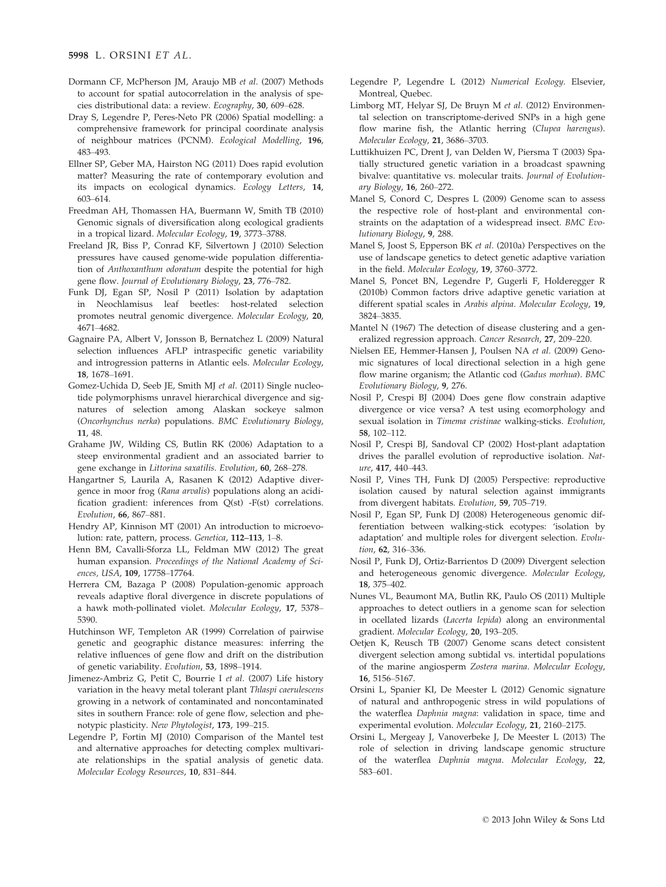Dormann CF, McPherson JM, Araujo MB *et al.* (2007) Methods to account for spatial autocorrelation in the analysis of species distributional data: a review. *Ecography*, **30**, 609–628.

Dray S, Legendre P, Peres-Neto PR (2006) Spatial modelling: a comprehensive framework for principal coordinate analysis of neighbour matrices (PCNM). *Ecological Modelling*, **196**, 483–493.

Ellner SP, Geber MA, Hairston NG (2011) Does rapid evolution matter? Measuring the rate of contemporary evolution and its impacts on ecological dynamics. *Ecology Letters*, **14**, 603–614.

Freedman AH, Thomassen HA, Buermann W, Smith TB (2010) Genomic signals of diversification along ecological gradients in a tropical lizard. *Molecular Ecology*, **19**, 3773–3788.

Freeland JR, Biss P, Conrad KF, Silvertown J (2010) Selection pressures have caused genome-wide population differentiation of *Anthoxanthum odoratum* despite the potential for high gene flow. *Journal of Evolutionary Biology*, **23**, 776–782.

Funk DJ, Egan SP, Nosil P (2011) Isolation by adaptation in Neochlamisus leaf beetles: host-related selection promotes neutral genomic divergence. *Molecular Ecology*, **20**, 4671–4682.

Gagnaire PA, Albert V, Jonsson B, Bernatchez L (2009) Natural selection influences AFLP intraspecific genetic variability and introgression patterns in Atlantic eels. *Molecular Ecology*, **18**, 1678–1691.

Gomez-Uchida D, Seeb JE, Smith MJ *et al.* (2011) Single nucleotide polymorphisms unravel hierarchical divergence and signatures of selection among Alaskan sockeye salmon (*Oncorhynchus nerka*) populations. *BMC Evolutionary Biology*, **11**, 48.

Grahame JW, Wilding CS, Butlin RK (2006) Adaptation to a steep environmental gradient and an associated barrier to gene exchange in *Littorina saxatilis*. *Evolution*, **60**, 268–278.

Hangartner S, Laurila A, Rasanen K (2012) Adaptive divergence in moor frog (*Rana arvalis*) populations along an acidification gradient: inferences from Q(st) -F(st) correlations. *Evolution*, **66**, 867–881.

Hendry AP, Kinnison MT (2001) An introduction to microevolution: rate, pattern, process. *Genetica*, **112–113**, 1–8.

Henn BM, Cavalli-Sforza LL, Feldman MW (2012) The great human expansion. *Proceedings of the National Academy of Sciences, USA*, **109**, 17758–17764.

Herrera CM, Bazaga P (2008) Population-genomic approach reveals adaptive floral divergence in discrete populations of a hawk moth-pollinated violet. *Molecular Ecology*, **17**, 5378–5390.

Hutchinson WF, Templeton AR (1999) Correlation of pairwise genetic and geographic distance measures: inferring the relative influences of gene flow and drift on the distribution of genetic variability. *Evolution*, **53**, 1898–1914.

Jimenez-Ambriz G, Petit C, Bourrie I *et al.* (2007) Life history variation in the heavy metal tolerant plant *Thlaspi caerulescens* growing in a network of contaminated and noncontaminated sites in southern France: role of gene flow, selection and phenotypic plasticity. *New Phytologist*, **173**, 199–215.

Legendre P, Fortin MJ (2010) Comparison of the Mantel test and alternative approaches for detecting complex multivariate relationships in the spatial analysis of genetic data. *Molecular Ecology Resources*, **10**, 831–844.

Legendre P, Legendre L (2012) *Numerical Ecology*. Elsevier, Montreal, Quebec.

Limborg MT, Helyar SJ, De Bruyn M *et al.* (2012) Environmental selection on transcriptome-derived SNPs in a high gene flow marine fish, the Atlantic herring (*Clupea harengus*). *Molecular Ecology*, **21**, 3686–3703.

Luttikhuizen PC, Drent J, van Delden W, Piersma T (2003) Spatially structured genetic variation in a broadcast spawning bivalve: quantitative vs. molecular traits. *Journal of Evolutionary Biology*, **16**, 260–272.

Manel S, Conord C, Despres L (2009) Genome scan to assess the respective role of host-plant and environmental constraints on the adaptation of a widespread insect. *BMC Evolutionary Biology*, **9**, 288.

Manel S, Joost S, Epperson BK *et al.* (2010a) Perspectives on the use of landscape genetics to detect genetic adaptive variation in the field. *Molecular Ecology*, **19**, 3760–3772.

Manel S, Poncet BN, Legendre P, Gugerli F, Holderegger R (2010b) Common factors drive adaptive genetic variation at different spatial scales in *Arabis alpina*. *Molecular Ecology*, **19**, 3824–3835.

Mantel N (1967) The detection of disease clustering and a generalized regression approach. *Cancer Research*, **27**, 209–220.

Nielsen EE, Hemmer-Hansen J, Poulsen NA *et al.* (2009) Genomic signatures of local directional selection in a high gene flow marine organism; the Atlantic cod (*Gadus morhua*). *BMC Evolutionary Biology*, **9**, 276.

Nosil P, Crespi BJ (2004) Does gene flow constrain adaptive divergence or vice versa? A test using ecomorphology and sexual isolation in *Timema cristinae* walking-sticks. *Evolution*, **58**, 102–112.

Nosil P, Crespi BJ, Sandoval CP (2002) Host-plant adaptation drives the parallel evolution of reproductive isolation. *Nature*, **417**, 440–443.

Nosil P, Vines TH, Funk DJ (2005) Perspective: reproductive isolation caused by natural selection against immigrants from divergent habitats. *Evolution*, **59**, 705–719.

Nosil P, Egan SP, Funk DJ (2008) Heterogeneous genomic differentiation between walking-stick ecotypes: 'isolation by adaptation' and multiple roles for divergent selection. *Evolution*, **62**, 316–336.

Nosil P, Funk DJ, Ortiz-Barrientos D (2009) Divergent selection and heterogeneous genomic divergence. *Molecular Ecology*, **18**, 375–402.

Nunes VL, Beaumont MA, Butlin RK, Paulo OS (2011) Multiple approaches to detect outliers in a genome scan for selection in ocellated lizards (*Lacerta lepida*) along an environmental gradient. *Molecular Ecology*, **20**, 193–205.

Oetjen K, Reusch TB (2007) Genome scans detect consistent divergent selection among subtidal vs. intertidal populations of the marine angiosperm *Zostera marina*. *Molecular Ecology*, **16**, 5156–5167.

Orsini L, Spanier KI, De Meester L (2012) Genomic signature of natural and anthropogenic stress in wild populations of the waterflea *Daphnia magna*: validation in space, time and experimental evolution. *Molecular Ecology*, **21**, 2160–2175.

Orsini L, Mergeay J, Vanoverbeke J, De Meester L (2013) The role of selection in driving landscape genomic structure of the waterflea *Daphnia magna*. *Molecular Ecology*, **22**, 583–601.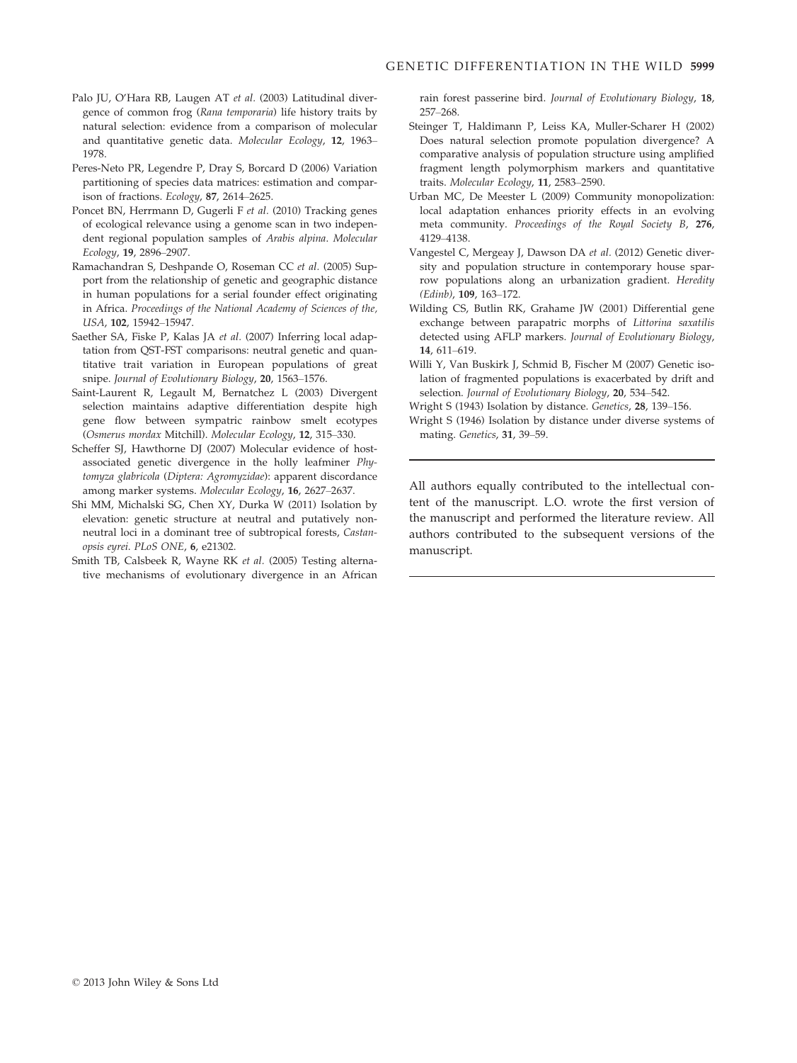Palo JU, O'Hara RB, Laugen AT *et al.* (2003) Latitudinal divergence of common frog (*Rana temporaria*) life history traits by natural selection: evidence from a comparison of molecular and quantitative genetic data. *Molecular Ecology*, **12**, 1963–1978.

Peres-Neto PR, Legendre P, Dray S, Borcard D (2006) Variation partitioning of species data matrices: estimation and comparison of fractions. *Ecology*, **87**, 2614–2625.

Poncet BN, Herrmann D, Gugerli F *et al.* (2010) Tracking genes of ecological relevance using a genome scan in two independent regional population samples of *Arabis alpina*. *Molecular Ecology*, **19**, 2896–2907.

Ramachandran S, Deshpande O, Roseman CC *et al.* (2005) Support from the relationship of genetic and geographic distance in human populations for a serial founder effect originating in Africa. *Proceedings of the National Academy of Sciences of the, USA*, **102**, 15942–15947.

Saether SA, Fiske P, Kalas JA *et al.* (2007) Inferring local adaptation from QST-FST comparisons: neutral genetic and quantitative trait variation in European populations of great snipe. *Journal of Evolutionary Biology*, **20**, 1563–1576.

Saint-Laurent R, Legault M, Bernatchez L (2003) Divergent selection maintains adaptive differentiation despite high gene flow between sympatric rainbow smelt ecotypes (*Osmerus mordax* Mitchill). *Molecular Ecology*, **12**, 315–330.

Scheffer SJ, Hawthorne DJ (2007) Molecular evidence of host-associated genetic divergence in the holly leafminer *Phytomyza glabricola* (*Diptera: Agromyzidae*): apparent discordance among marker systems. *Molecular Ecology*, **16**, 2627–2637.

Shi MM, Michalski SG, Chen XY, Durka W (2011) Isolation by elevation: genetic structure at neutral and putatively non-neutral loci in a dominant tree of subtropical forests, *Castanopsis eyrei*. *PLoS ONE*, **6**, e21302.

Smith TB, Calsbeek R, Wayne RK *et al.* (2005) Testing alternative mechanisms of evolutionary divergence in an African rain forest passerine bird. *Journal of Evolutionary Biology*, **18**, 257–268.

Steinger T, Haldimann P, Leiss KA, Muller-Scharer H (2002) Does natural selection promote population divergence? A comparative analysis of population structure using amplified fragment length polymorphism markers and quantitative traits. *Molecular Ecology*, **11**, 2583–2590.

Urban MC, De Meester L (2009) Community monopolization: local adaptation enhances priority effects in an evolving meta community. *Proceedings of the Royal Society B*, **276**, 4129–4138.

Vangestel C, Mergeay J, Dawson DA *et al.* (2012) Genetic diversity and population structure in contemporary house sparrow populations along an urbanization gradient. *Heredity (Edinb)*, **109**, 163–172.

Wilding CS, Butlin RK, Grahame JW (2001) Differential gene exchange between parapatric morphs of *Littorina saxatilis* detected using AFLP markers. *Journal of Evolutionary Biology*, **14**, 611–619.

Willi Y, Van Buskirk J, Schmid B, Fischer M (2007) Genetic isolation of fragmented populations is exacerbated by drift and selection. *Journal of Evolutionary Biology*, **20**, 534–542.

Wright S (1943) Isolation by distance. *Genetics*, **28**, 139–156.

Wright S (1946) Isolation by distance under diverse systems of mating. *Genetics*, **31**, 39–59.

---

All authors equally contributed to the intellectual content of the manuscript. L.O. wrote the first version of the manuscript and performed the literature review. All authors contributed to the subsequent versions of the manuscript.

---